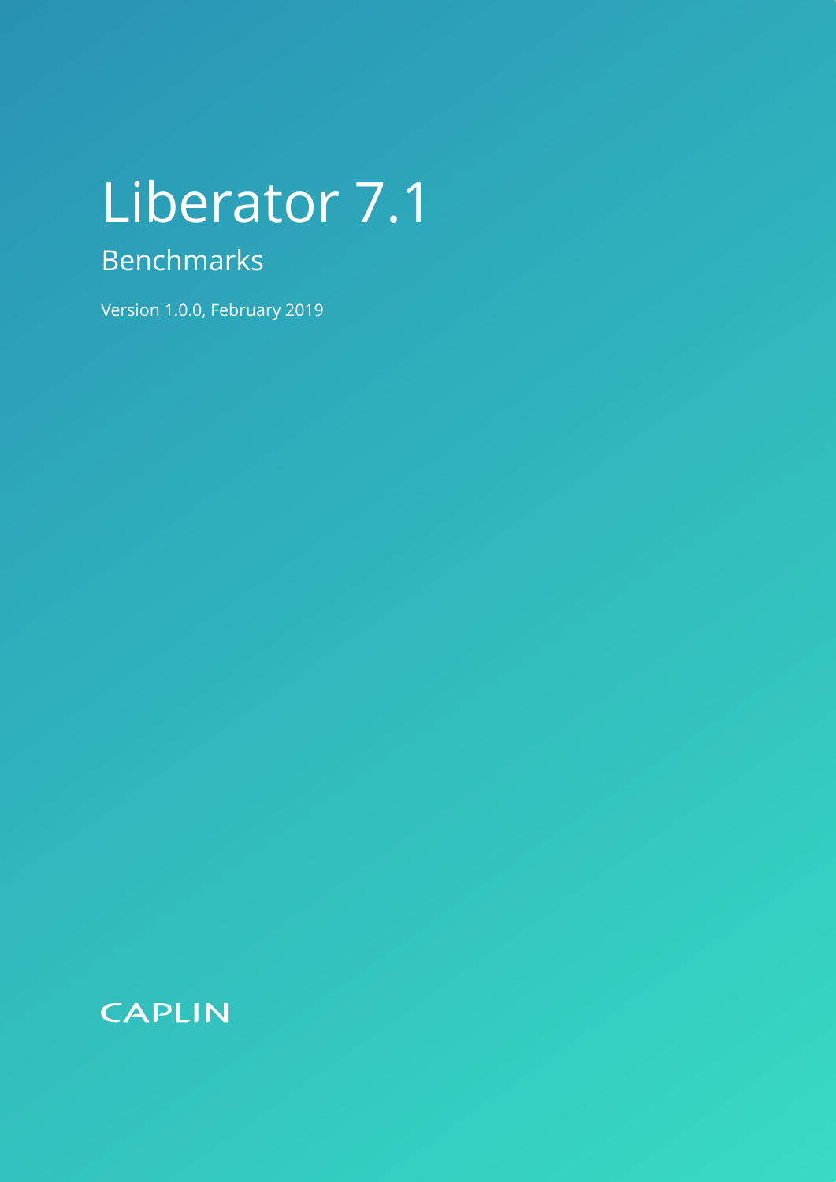# Liberator 7.1

## Benchmarks

Version 1.0.0, February 2019

CAPLIN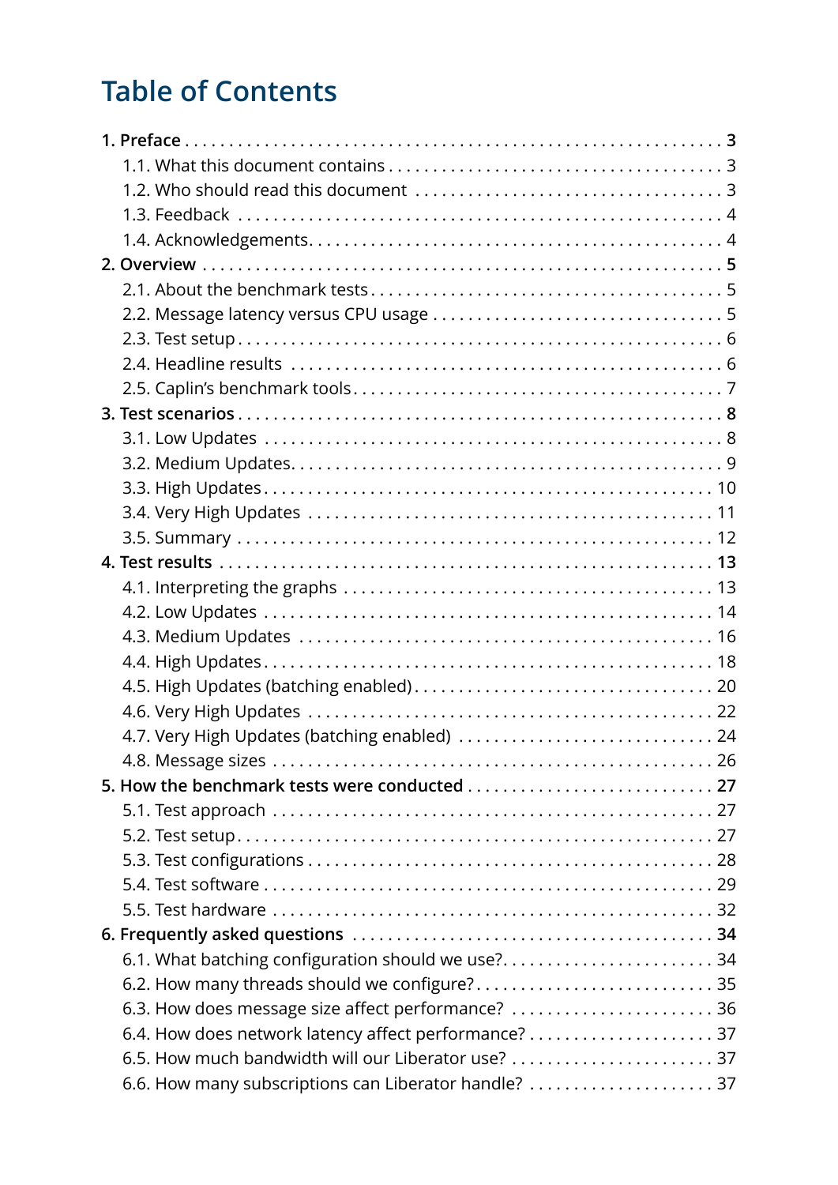# Table of Contents

- **1. Preface** ... **3**
  - 1.1. What this document contains ... 3
  - 1.2. Who should read this document ... 3
  - 1.3. Feedback ... 4
  - 1.4. Acknowledgements ... 4
- **2. Overview** ... **5**
  - 2.1. About the benchmark tests ... 5
  - 2.2. Message latency versus CPU usage ... 5
  - 2.3. Test setup ... 6
  - 2.4. Headline results ... 6
  - 2.5. Caplin's benchmark tools ... 7
- **3. Test scenarios** ... **8**
  - 3.1. Low Updates ... 8
  - 3.2. Medium Updates ... 9
  - 3.3. High Updates ... 10
  - 3.4. Very High Updates ... 11
  - 3.5. Summary ... 12
- **4. Test results** ... **13**
  - 4.1. Interpreting the graphs ... 13
  - 4.2. Low Updates ... 14
  - 4.3. Medium Updates ... 16
  - 4.4. High Updates ... 18
  - 4.5. High Updates (batching enabled) ... 20
  - 4.6. Very High Updates ... 22
  - 4.7. Very High Updates (batching enabled) ... 24
  - 4.8. Message sizes ... 26
- **5. How the benchmark tests were conducted** ... **27**
  - 5.1. Test approach ... 27
  - 5.2. Test setup ... 27
  - 5.3. Test configurations ... 28
  - 5.4. Test software ... 29
  - 5.5. Test hardware ... 32
- **6. Frequently asked questions** ... **34**
  - 6.1. What batching configuration should we use? ... 34
  - 6.2. How many threads should we configure? ... 35
  - 6.3. How does message size affect performance? ... 36
  - 6.4. How does network latency affect performance? ... 37
  - 6.5. How much bandwidth will our Liberator use? ... 37
  - 6.6. How many subscriptions can Liberator handle? ... 37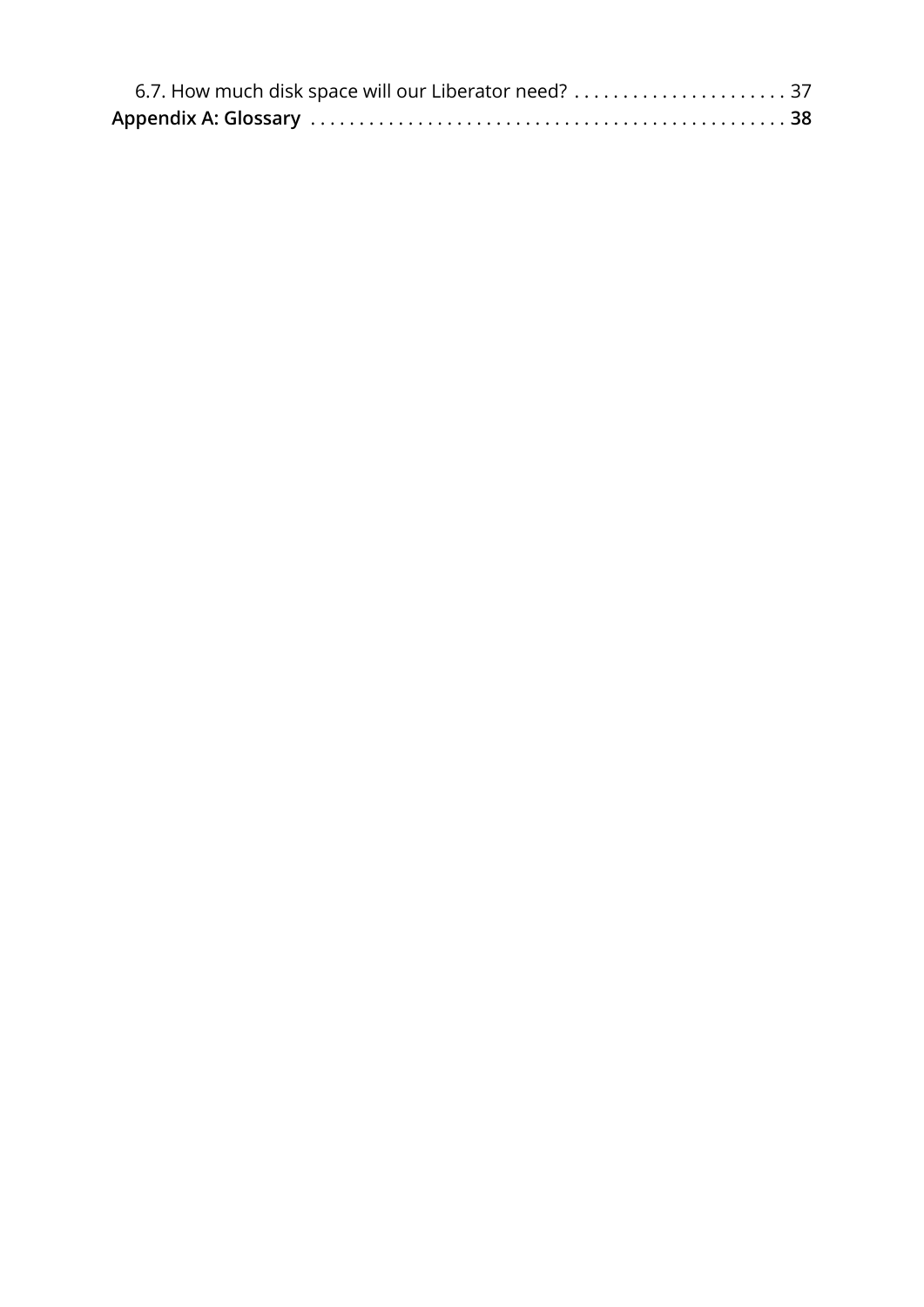6.7. How much disk space will our Liberator need? . . . . . . . . . . . . . . . . . . . . . . 37

**Appendix A: Glossary . . . . . . . . . . . . . . . . . . . . . . . . . . . . . . . . . . . . . . . . . . . . . . . . . 38**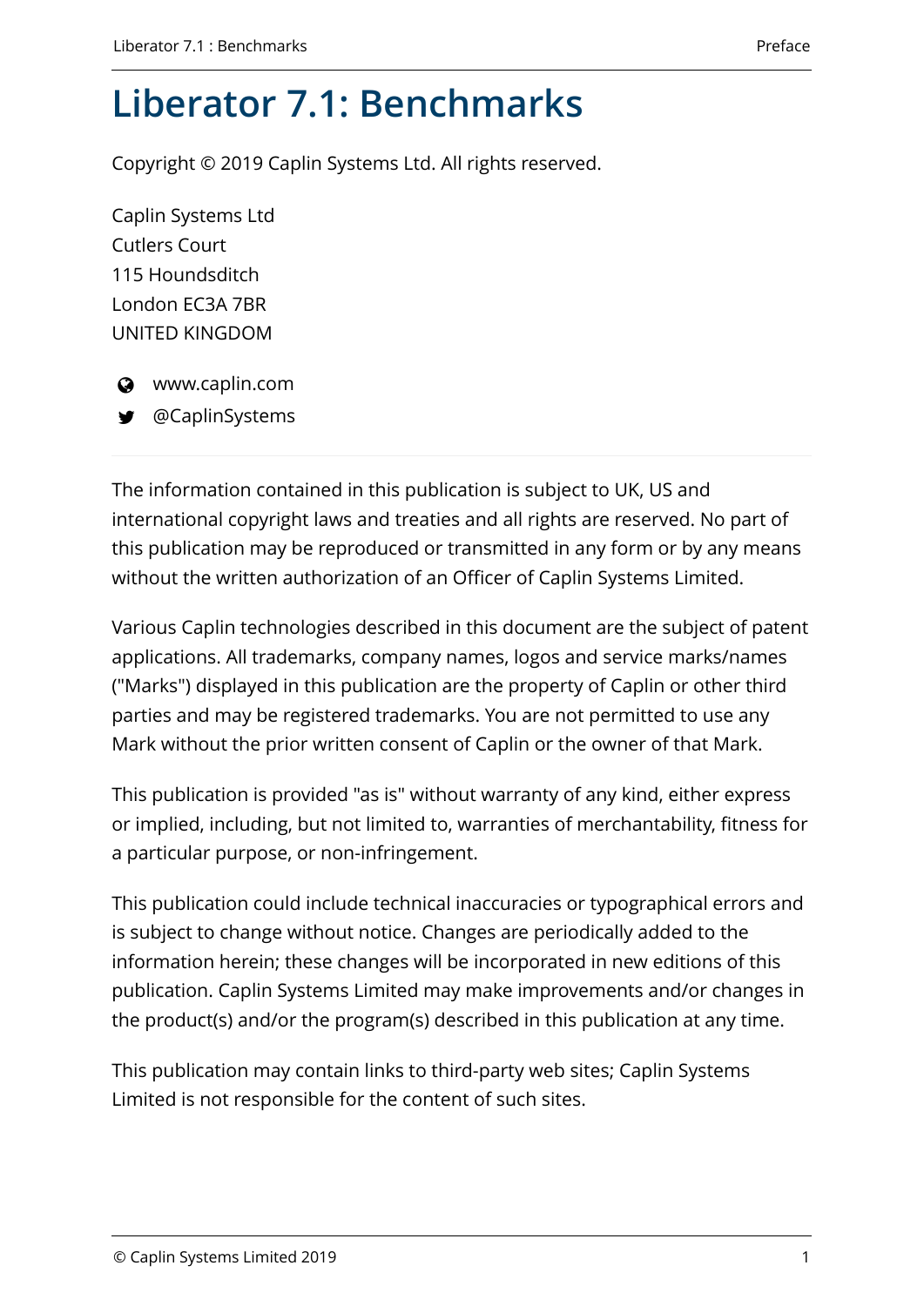# Liberator 7.1: Benchmarks

Copyright © 2019 Caplin Systems Ltd. All rights reserved.

Caplin Systems Ltd
Cutlers Court
115 Houndsditch
London EC3A 7BR
UNITED KINGDOM

- www.caplin.com
- @CaplinSystems

---

The information contained in this publication is subject to UK, US and international copyright laws and treaties and all rights are reserved. No part of this publication may be reproduced or transmitted in any form or by any means without the written authorization of an Officer of Caplin Systems Limited.

Various Caplin technologies described in this document are the subject of patent applications. All trademarks, company names, logos and service marks/names ("Marks") displayed in this publication are the property of Caplin or other third parties and may be registered trademarks. You are not permitted to use any Mark without the prior written consent of Caplin or the owner of that Mark.

This publication is provided "as is" without warranty of any kind, either express or implied, including, but not limited to, warranties of merchantability, fitness for a particular purpose, or non-infringement.

This publication could include technical inaccuracies or typographical errors and is subject to change without notice. Changes are periodically added to the information herein; these changes will be incorporated in new editions of this publication. Caplin Systems Limited may make improvements and/or changes in the product(s) and/or the program(s) described in this publication at any time.

This publication may contain links to third-party web sites; Caplin Systems Limited is not responsible for the content of such sites.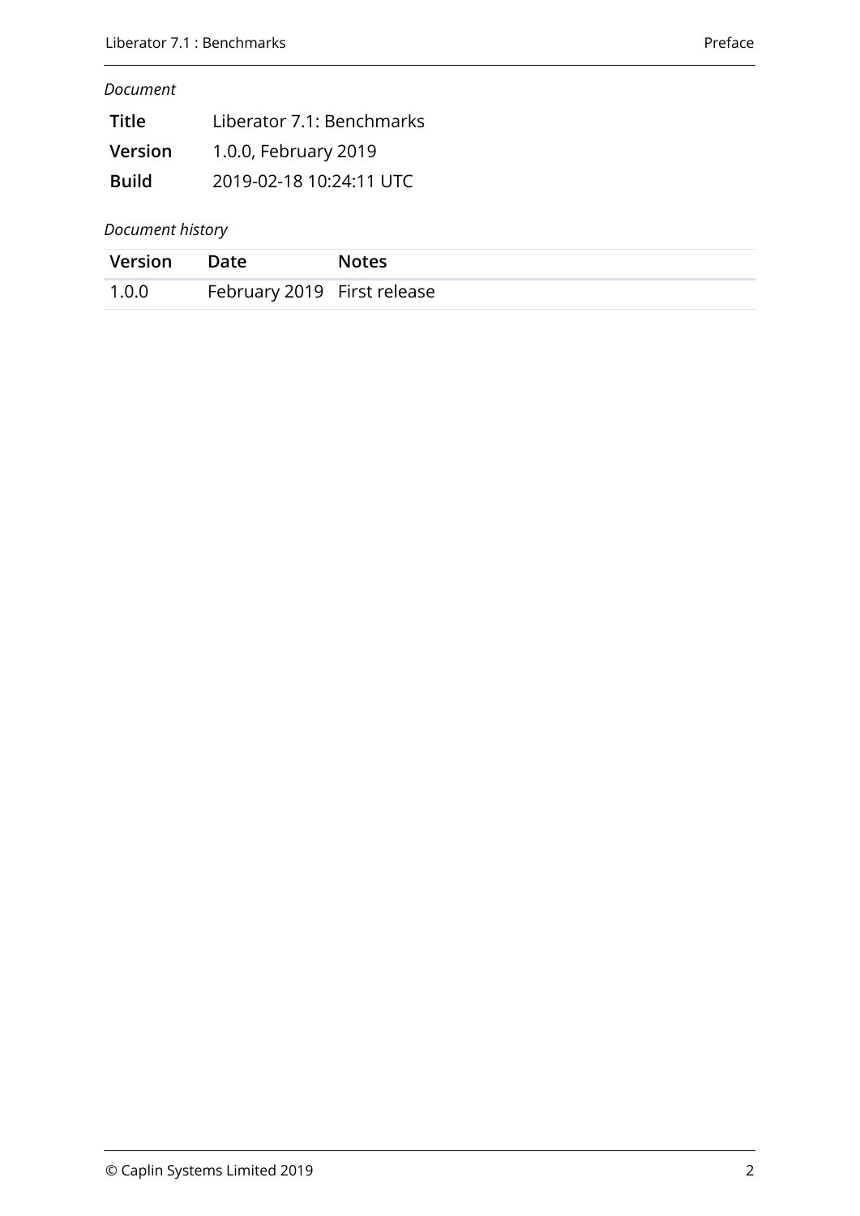*Document*

| | |
|---|---|
| **Title** | Liberator 7.1: Benchmarks |
| **Version** | 1.0.0, February 2019 |
| **Build** | 2019-02-18 10:24:11 UTC |

*Document history*

| Version | Date | Notes |
|---|---|---|
| 1.0.0 | February 2019 | First release |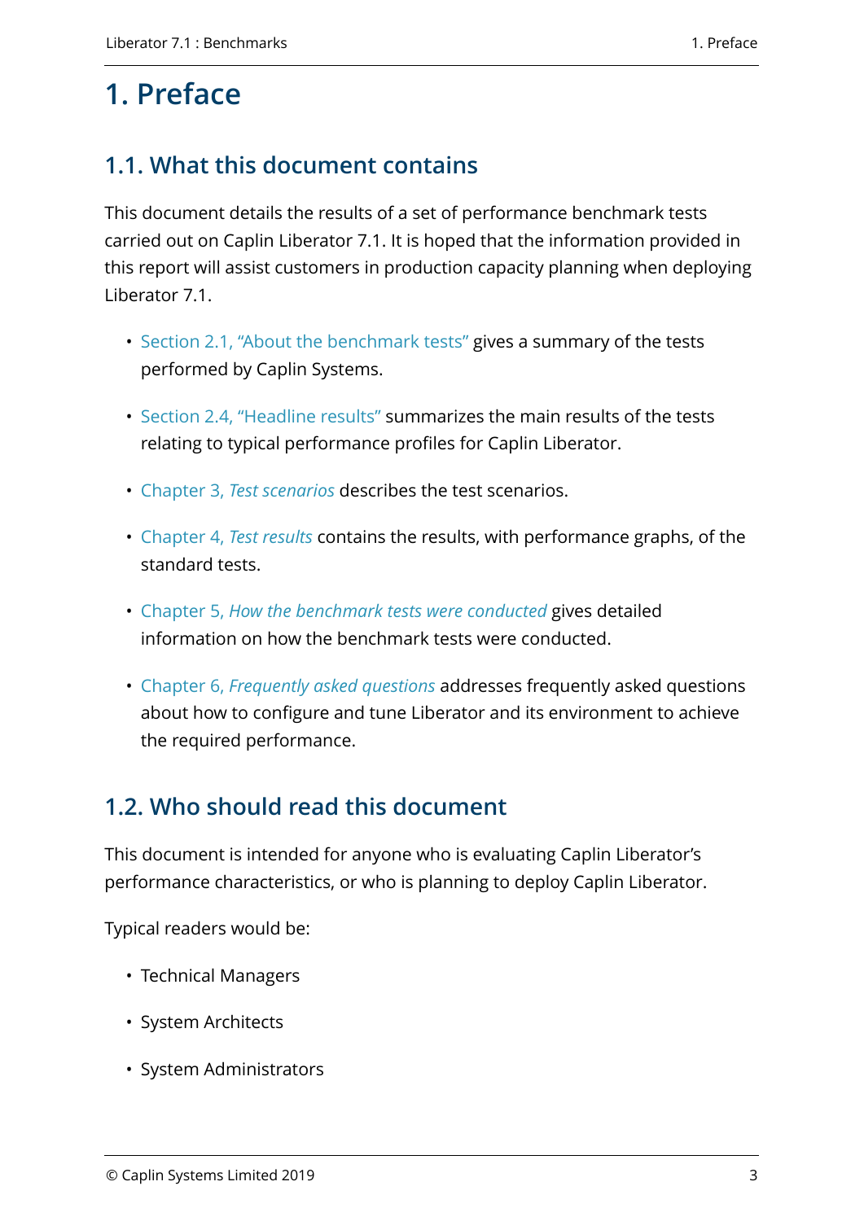# 1. Preface

## 1.1. What this document contains

This document details the results of a set of performance benchmark tests carried out on Caplin Liberator 7.1. It is hoped that the information provided in this report will assist customers in production capacity planning when deploying Liberator 7.1.

- Section 2.1, "About the benchmark tests" gives a summary of the tests performed by Caplin Systems.
- Section 2.4, "Headline results" summarizes the main results of the tests relating to typical performance profiles for Caplin Liberator.
- Chapter 3, *Test scenarios* describes the test scenarios.
- Chapter 4, *Test results* contains the results, with performance graphs, of the standard tests.
- Chapter 5, *How the benchmark tests were conducted* gives detailed information on how the benchmark tests were conducted.
- Chapter 6, *Frequently asked questions* addresses frequently asked questions about how to configure and tune Liberator and its environment to achieve the required performance.

## 1.2. Who should read this document

This document is intended for anyone who is evaluating Caplin Liberator's performance characteristics, or who is planning to deploy Caplin Liberator.

Typical readers would be:

- Technical Managers
- System Architects
- System Administrators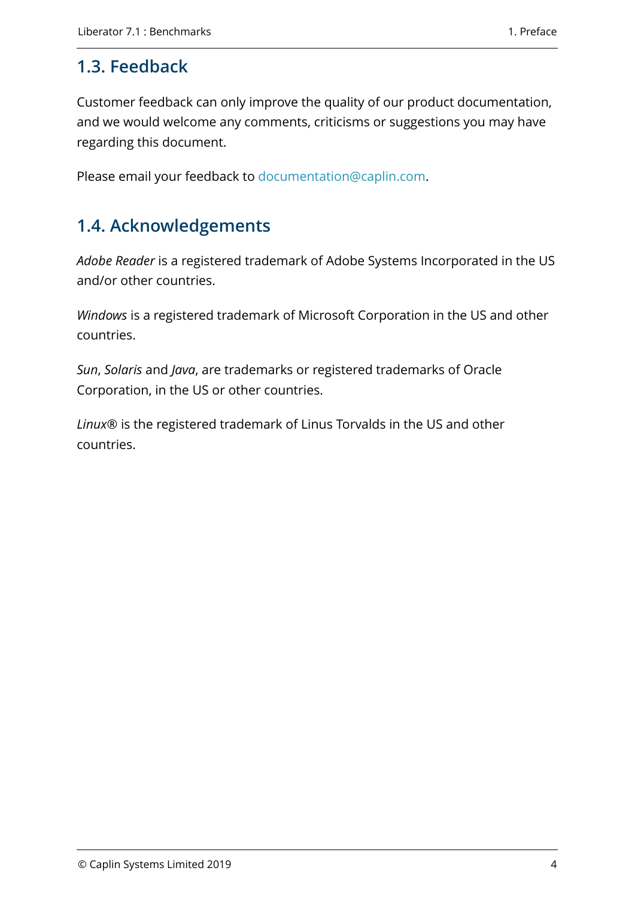## 1.3. Feedback

Customer feedback can only improve the quality of our product documentation, and we would welcome any comments, criticisms or suggestions you may have regarding this document.

Please email your feedback to documentation@caplin.com.

## 1.4. Acknowledgements

*Adobe Reader* is a registered trademark of Adobe Systems Incorporated in the US and/or other countries.

*Windows* is a registered trademark of Microsoft Corporation in the US and other countries.

*Sun*, *Solaris* and *Java*, are trademarks or registered trademarks of Oracle Corporation, in the US or other countries.

*Linux®* is the registered trademark of Linus Torvalds in the US and other countries.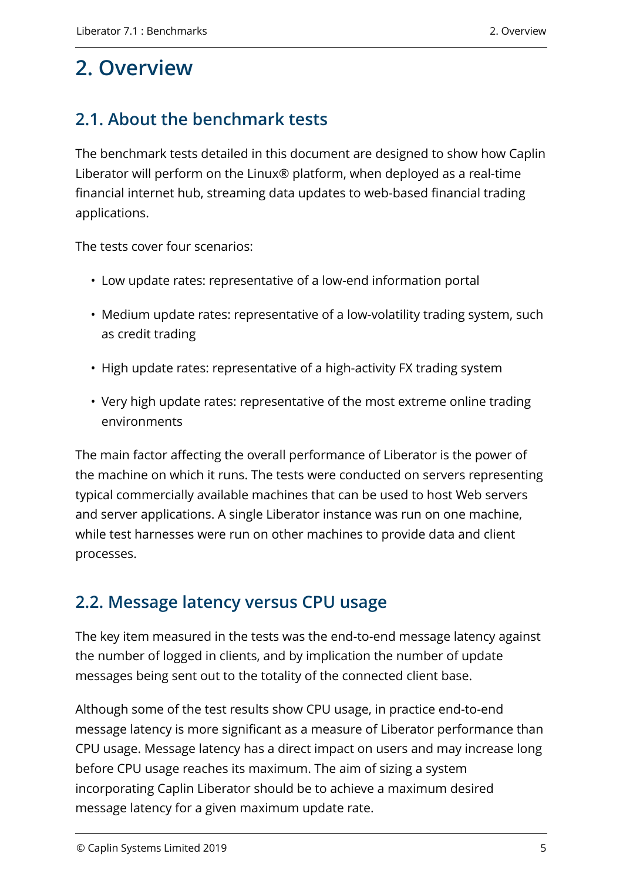# 2. Overview

## 2.1. About the benchmark tests

The benchmark tests detailed in this document are designed to show how Caplin Liberator will perform on the Linux® platform, when deployed as a real-time financial internet hub, streaming data updates to web-based financial trading applications.

The tests cover four scenarios:

- Low update rates: representative of a low-end information portal
- Medium update rates: representative of a low-volatility trading system, such as credit trading
- High update rates: representative of a high-activity FX trading system
- Very high update rates: representative of the most extreme online trading environments

The main factor affecting the overall performance of Liberator is the power of the machine on which it runs. The tests were conducted on servers representing typical commercially available machines that can be used to host Web servers and server applications. A single Liberator instance was run on one machine, while test harnesses were run on other machines to provide data and client processes.

## 2.2. Message latency versus CPU usage

The key item measured in the tests was the end-to-end message latency against the number of logged in clients, and by implication the number of update messages being sent out to the totality of the connected client base.

Although some of the test results show CPU usage, in practice end-to-end message latency is more significant as a measure of Liberator performance than CPU usage. Message latency has a direct impact on users and may increase long before CPU usage reaches its maximum. The aim of sizing a system incorporating Caplin Liberator should be to achieve a maximum desired message latency for a given maximum update rate.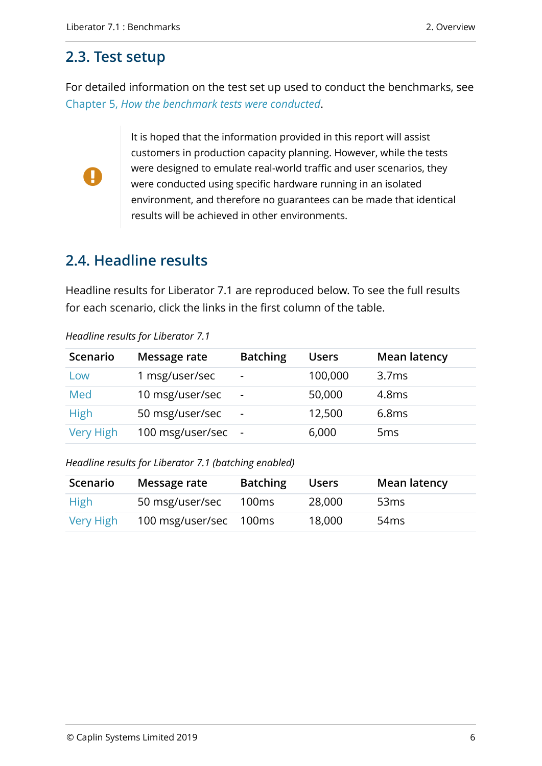## 2.3. Test setup

For detailed information on the test set up used to conduct the benchmarks, see Chapter 5, *How the benchmark tests were conducted*.

It is hoped that the information provided in this report will assist customers in production capacity planning. However, while the tests were designed to emulate real-world traffic and user scenarios, they were conducted using specific hardware running in an isolated environment, and therefore no guarantees can be made that identical results will be achieved in other environments.

## 2.4. Headline results

Headline results for Liberator 7.1 are reproduced below. To see the full results for each scenario, click the links in the first column of the table.

*Headline results for Liberator 7.1*

| Scenario | Message rate | Batching | Users | Mean latency |
|---|---|---|---|---|
| Low | 1 msg/user/sec | - | 100,000 | 3.7ms |
| Med | 10 msg/user/sec | - | 50,000 | 4.8ms |
| High | 50 msg/user/sec | - | 12,500 | 6.8ms |
| Very High | 100 msg/user/sec | - | 6,000 | 5ms |

*Headline results for Liberator 7.1 (batching enabled)*

| Scenario | Message rate | Batching | Users | Mean latency |
|---|---|---|---|---|
| High | 50 msg/user/sec | 100ms | 28,000 | 53ms |
| Very High | 100 msg/user/sec | 100ms | 18,000 | 54ms |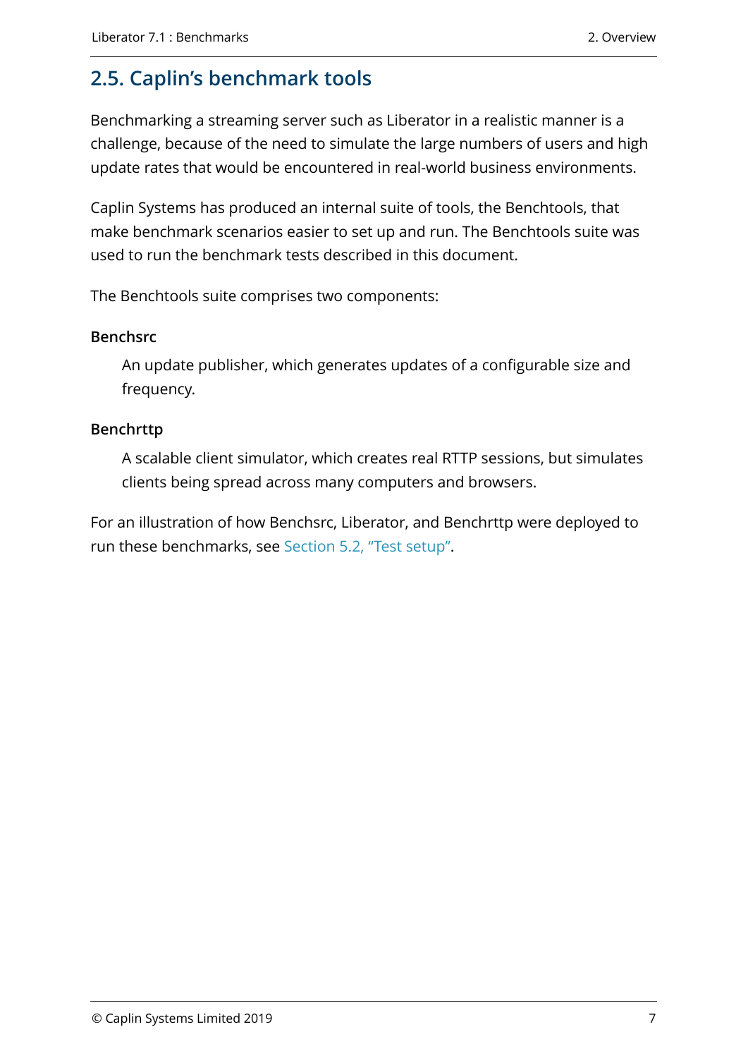## 2.5. Caplin's benchmark tools

Benchmarking a streaming server such as Liberator in a realistic manner is a challenge, because of the need to simulate the large numbers of users and high update rates that would be encountered in real-world business environments.

Caplin Systems has produced an internal suite of tools, the Benchtools, that make benchmark scenarios easier to set up and run. The Benchtools suite was used to run the benchmark tests described in this document.

The Benchtools suite comprises two components:

**Benchsrc**

An update publisher, which generates updates of a configurable size and frequency.

**Benchrttp**

A scalable client simulator, which creates real RTTP sessions, but simulates clients being spread across many computers and browsers.

For an illustration of how Benchsrc, Liberator, and Benchrttp were deployed to run these benchmarks, see Section 5.2, "Test setup".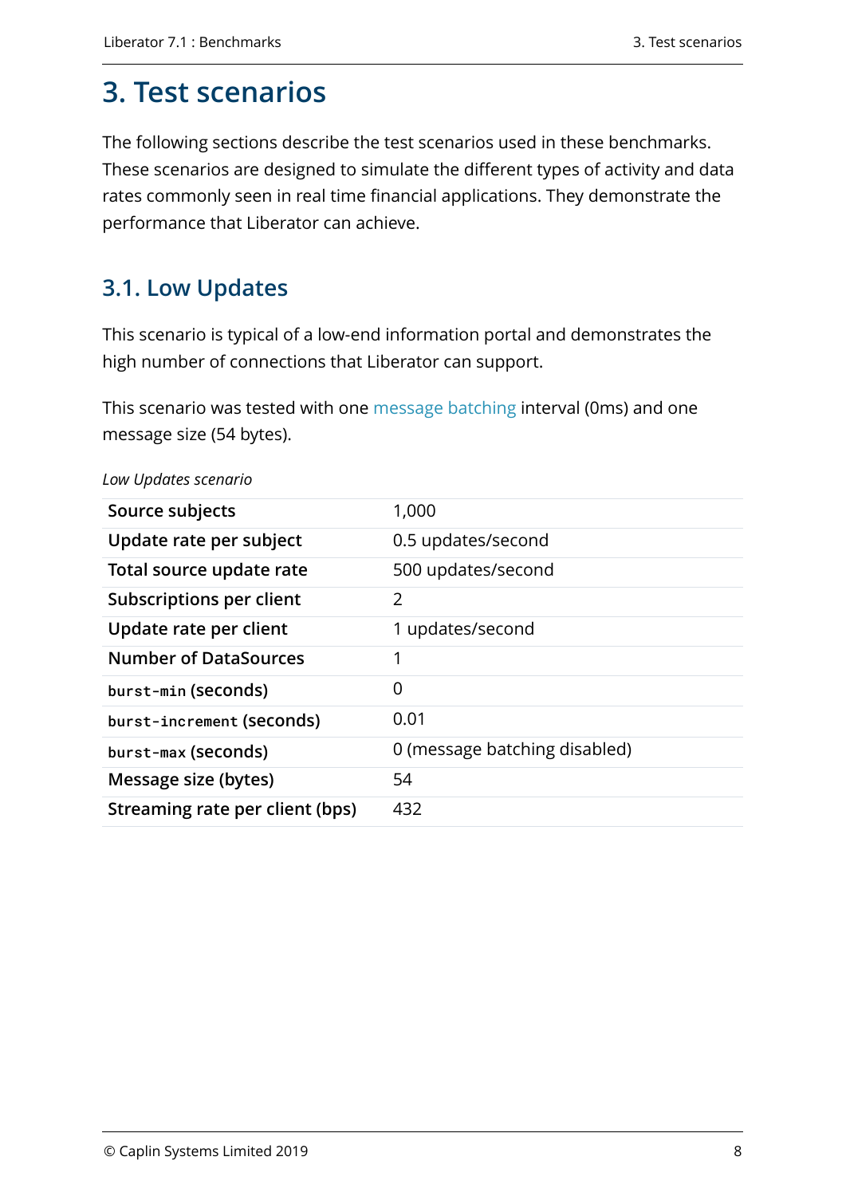# 3. Test scenarios

The following sections describe the test scenarios used in these benchmarks. These scenarios are designed to simulate the different types of activity and data rates commonly seen in real time financial applications. They demonstrate the performance that Liberator can achieve.

## 3.1. Low Updates

This scenario is typical of a low-end information portal and demonstrates the high number of connections that Liberator can support.

This scenario was tested with one message batching interval (0ms) and one message size (54 bytes).

*Low Updates scenario*

| | |
|---|---|
| **Source subjects** | 1,000 |
| **Update rate per subject** | 0.5 updates/second |
| **Total source update rate** | 500 updates/second |
| **Subscriptions per client** | 2 |
| **Update rate per client** | 1 updates/second |
| **Number of DataSources** | 1 |
| `burst-min` **(seconds)** | 0 |
| `burst-increment` **(seconds)** | 0.01 |
| `burst-max` **(seconds)** | 0 (message batching disabled) |
| **Message size (bytes)** | 54 |
| **Streaming rate per client (bps)** | 432 |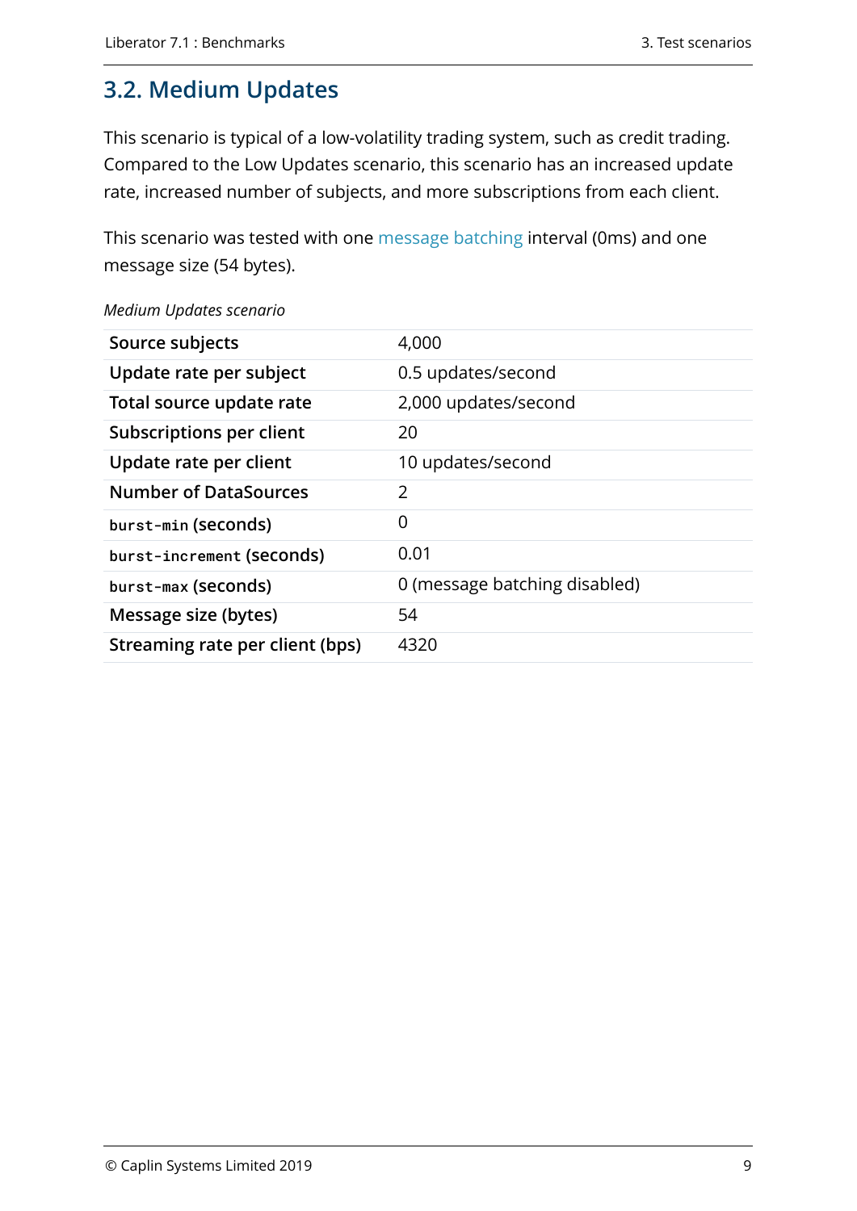## 3.2. Medium Updates

This scenario is typical of a low-volatility trading system, such as credit trading. Compared to the Low Updates scenario, this scenario has an increased update rate, increased number of subjects, and more subscriptions from each client.

This scenario was tested with one message batching interval (0ms) and one message size (54 bytes).

*Medium Updates scenario*

| | |
|---|---|
| **Source subjects** | 4,000 |
| **Update rate per subject** | 0.5 updates/second |
| **Total source update rate** | 2,000 updates/second |
| **Subscriptions per client** | 20 |
| **Update rate per client** | 10 updates/second |
| **Number of DataSources** | 2 |
| `burst-min` **(seconds)** | 0 |
| `burst-increment` **(seconds)** | 0.01 |
| `burst-max` **(seconds)** | 0 (message batching disabled) |
| **Message size (bytes)** | 54 |
| **Streaming rate per client (bps)** | 4320 |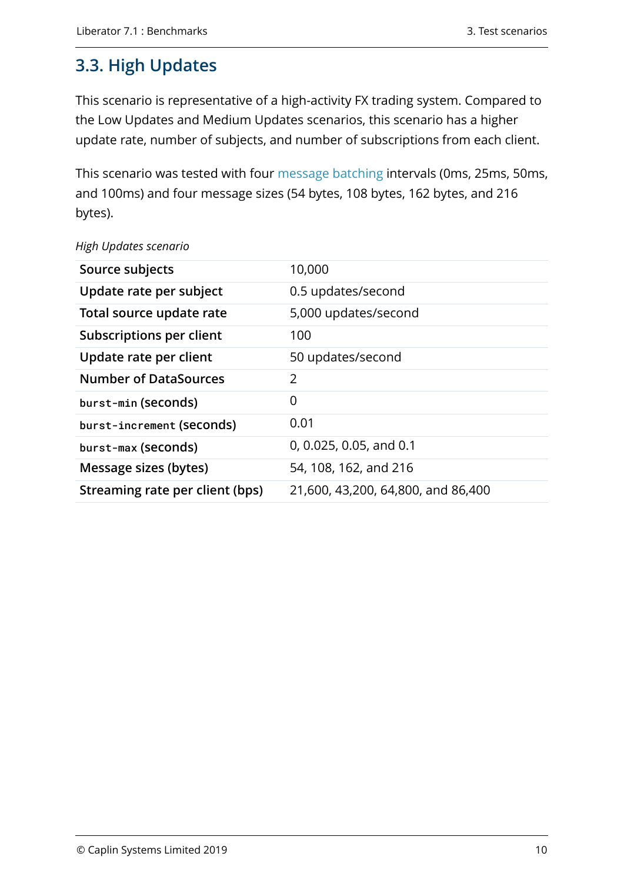## 3.3. High Updates

This scenario is representative of a high-activity FX trading system. Compared to the Low Updates and Medium Updates scenarios, this scenario has a higher update rate, number of subjects, and number of subscriptions from each client.

This scenario was tested with four message batching intervals (0ms, 25ms, 50ms, and 100ms) and four message sizes (54 bytes, 108 bytes, 162 bytes, and 216 bytes).

*High Updates scenario*

| | |
|---|---|
| **Source subjects** | 10,000 |
| **Update rate per subject** | 0.5 updates/second |
| **Total source update rate** | 5,000 updates/second |
| **Subscriptions per client** | 100 |
| **Update rate per client** | 50 updates/second |
| **Number of DataSources** | 2 |
| `burst-min` **(seconds)** | 0 |
| `burst-increment` **(seconds)** | 0.01 |
| `burst-max` **(seconds)** | 0, 0.025, 0.05, and 0.1 |
| **Message sizes (bytes)** | 54, 108, 162, and 216 |
| **Streaming rate per client (bps)** | 21,600, 43,200, 64,800, and 86,400 |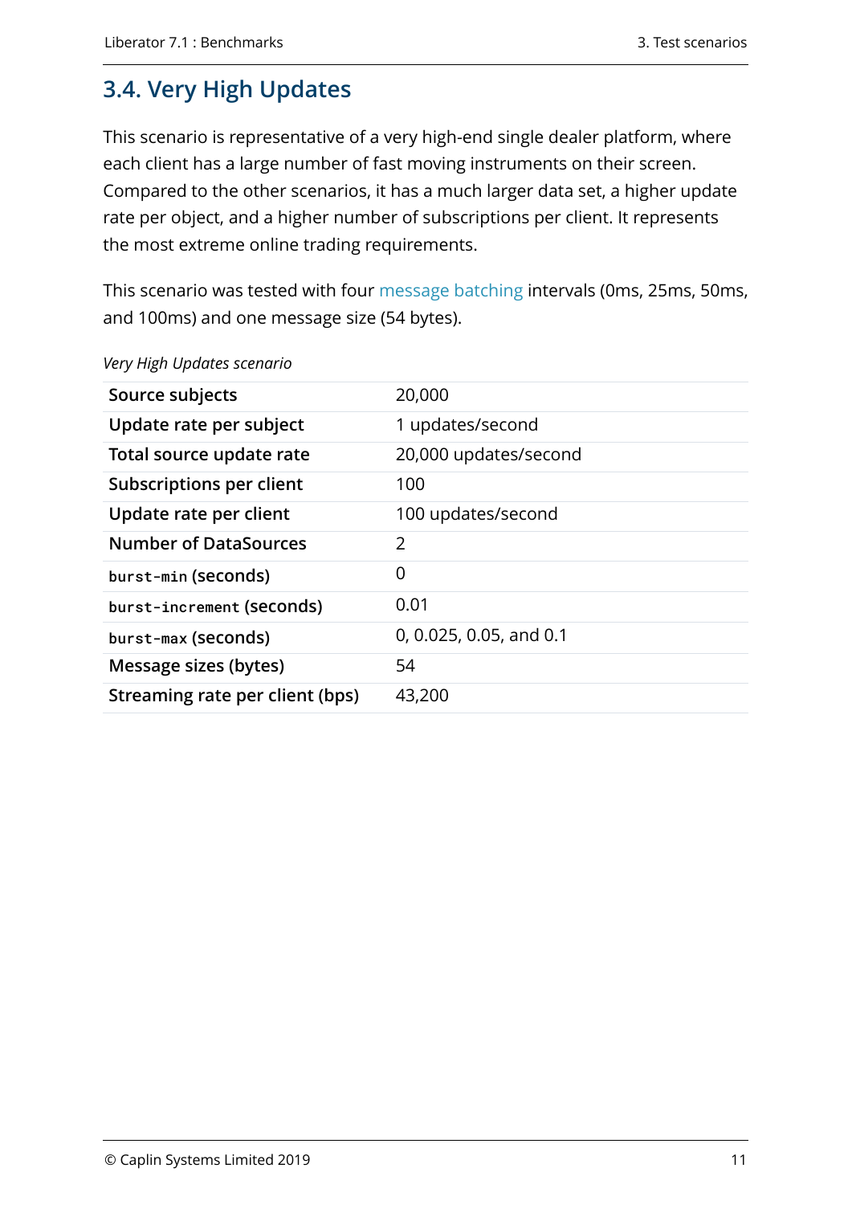## 3.4. Very High Updates

This scenario is representative of a very high-end single dealer platform, where each client has a large number of fast moving instruments on their screen. Compared to the other scenarios, it has a much larger data set, a higher update rate per object, and a higher number of subscriptions per client. It represents the most extreme online trading requirements.

This scenario was tested with four message batching intervals (0ms, 25ms, 50ms, and 100ms) and one message size (54 bytes).

*Very High Updates scenario*

| | |
|---|---|
| **Source subjects** | 20,000 |
| **Update rate per subject** | 1 updates/second |
| **Total source update rate** | 20,000 updates/second |
| **Subscriptions per client** | 100 |
| **Update rate per client** | 100 updates/second |
| **Number of DataSources** | 2 |
| `burst-min` **(seconds)** | 0 |
| `burst-increment` **(seconds)** | 0.01 |
| `burst-max` **(seconds)** | 0, 0.025, 0.05, and 0.1 |
| **Message sizes (bytes)** | 54 |
| **Streaming rate per client (bps)** | 43,200 |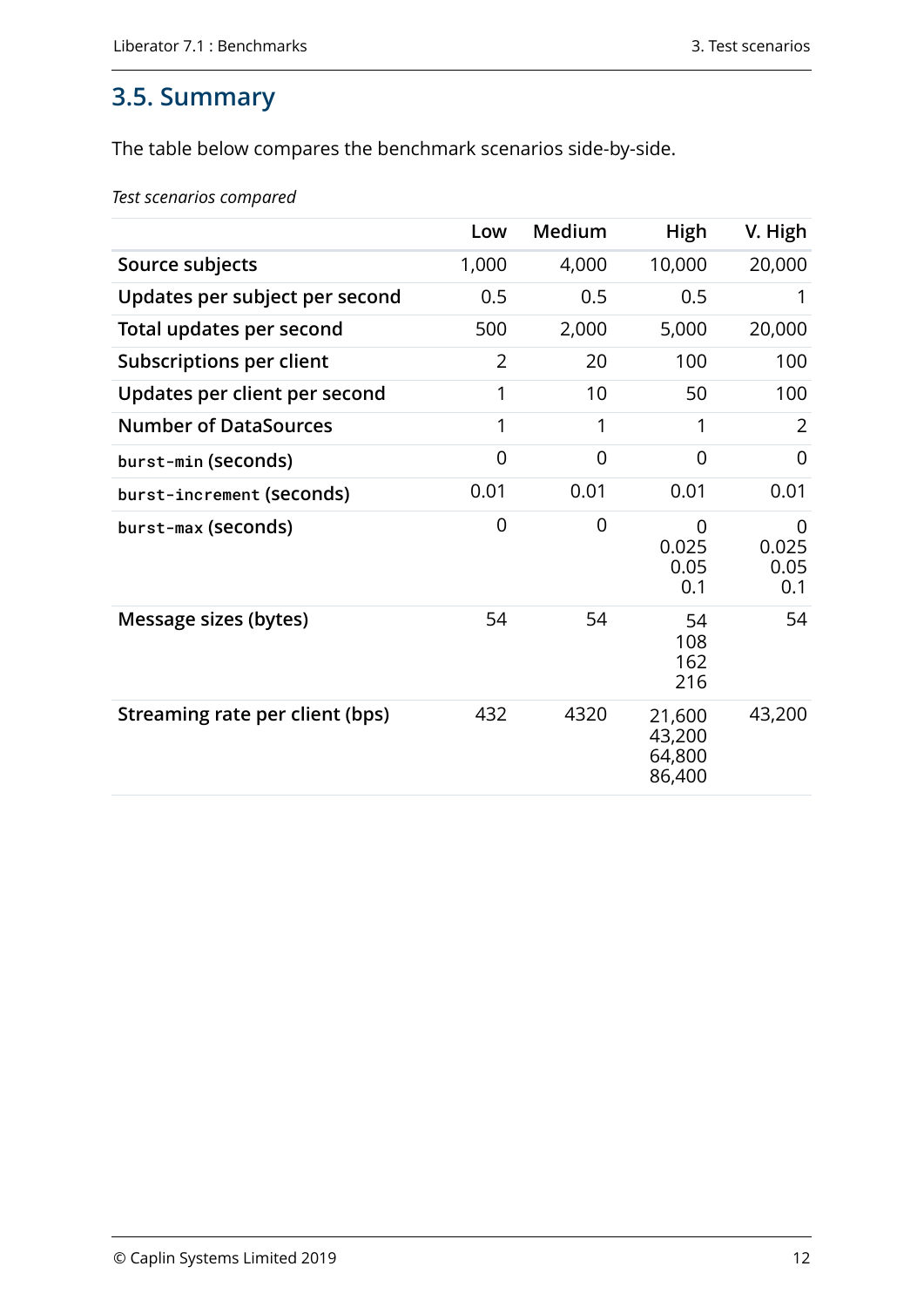## 3.5. Summary

The table below compares the benchmark scenarios side-by-side.

*Test scenarios compared*

| | Low | Medium | High | V. High |
|---|---|---|---|---|
| **Source subjects** | 1,000 | 4,000 | 10,000 | 20,000 |
| **Updates per subject per second** | 0.5 | 0.5 | 0.5 | 1 |
| **Total updates per second** | 500 | 2,000 | 5,000 | 20,000 |
| **Subscriptions per client** | 2 | 20 | 100 | 100 |
| **Updates per client per second** | 1 | 10 | 50 | 100 |
| **Number of DataSources** | 1 | 1 | 1 | 2 |
| `burst-min` **(seconds)** | 0 | 0 | 0 | 0 |
| `burst-increment` **(seconds)** | 0.01 | 0.01 | 0.01 | 0.01 |
| `burst-max` **(seconds)** | 0 | 0 | 0<br>0.025<br>0.05<br>0.1 | 0<br>0.025<br>0.05<br>0.1 |
| **Message sizes (bytes)** | 54 | 54 | 54<br>108<br>162<br>216 | 54 |
| **Streaming rate per client (bps)** | 432 | 4320 | 21,600<br>43,200<br>64,800<br>86,400 | 43,200 |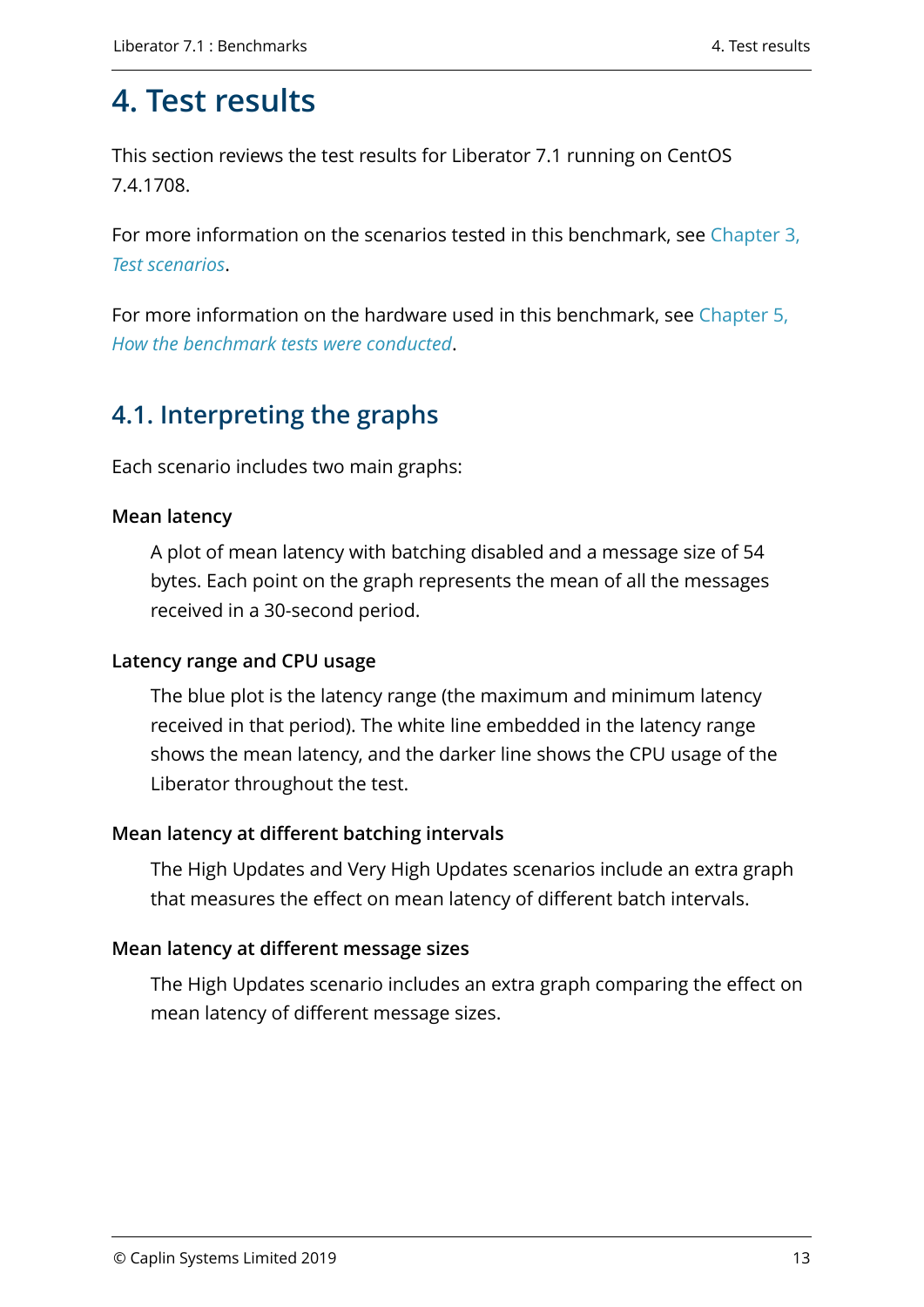# 4. Test results

This section reviews the test results for Liberator 7.1 running on CentOS 7.4.1708.

For more information on the scenarios tested in this benchmark, see Chapter 3, *Test scenarios*.

For more information on the hardware used in this benchmark, see Chapter 5, *How the benchmark tests were conducted*.

## 4.1. Interpreting the graphs

Each scenario includes two main graphs:

**Mean latency**

A plot of mean latency with batching disabled and a message size of 54 bytes. Each point on the graph represents the mean of all the messages received in a 30-second period.

**Latency range and CPU usage**

The blue plot is the latency range (the maximum and minimum latency received in that period). The white line embedded in the latency range shows the mean latency, and the darker line shows the CPU usage of the Liberator throughout the test.

**Mean latency at different batching intervals**

The High Updates and Very High Updates scenarios include an extra graph that measures the effect on mean latency of different batch intervals.

**Mean latency at different message sizes**

The High Updates scenario includes an extra graph comparing the effect on mean latency of different message sizes.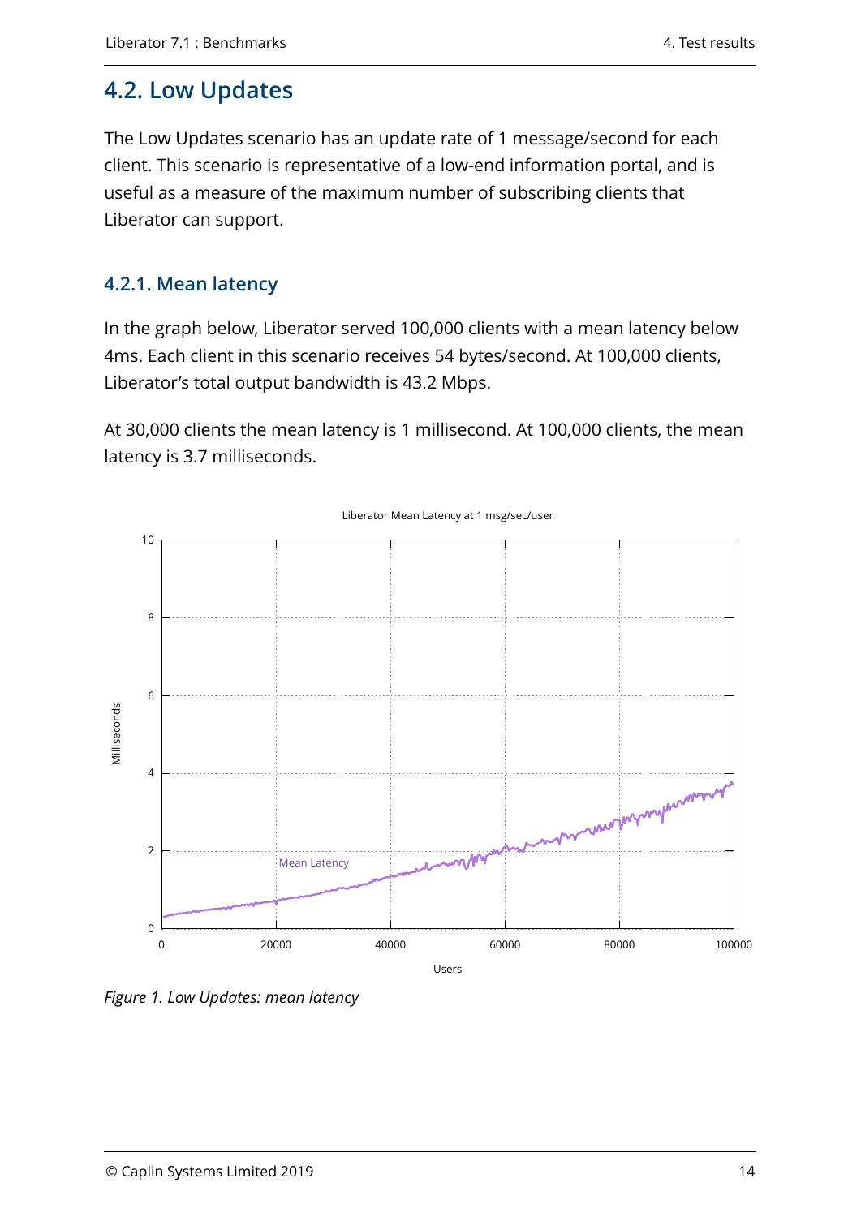## 4.2. Low Updates

The Low Updates scenario has an update rate of 1 message/second for each client. This scenario is representative of a low-end information portal, and is useful as a measure of the maximum number of subscribing clients that Liberator can support.

### 4.2.1. Mean latency

In the graph below, Liberator served 100,000 clients with a mean latency below 4ms. Each client in this scenario receives 54 bytes/second. At 100,000 clients, Liberator's total output bandwidth is 43.2 Mbps.

At 30,000 clients the mean latency is 1 millisecond. At 100,000 clients, the mean latency is 3.7 milliseconds.

*Figure 1. Low Updates: mean latency*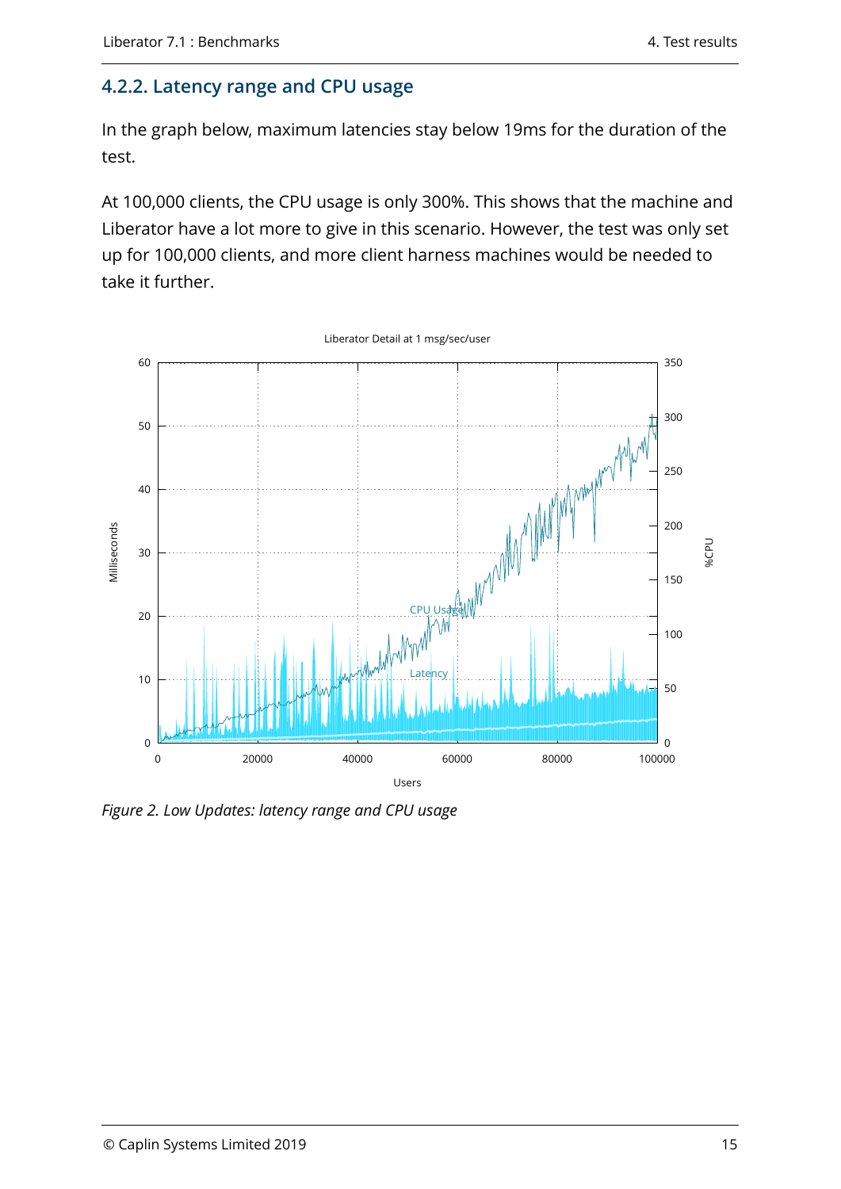### 4.2.2. Latency range and CPU usage

In the graph below, maximum latencies stay below 19ms for the duration of the test.

At 100,000 clients, the CPU usage is only 300%. This shows that the machine and Liberator have a lot more to give in this scenario. However, the test was only set up for 100,000 clients, and more client harness machines would be needed to take it further.

*Figure 2. Low Updates: latency range and CPU usage*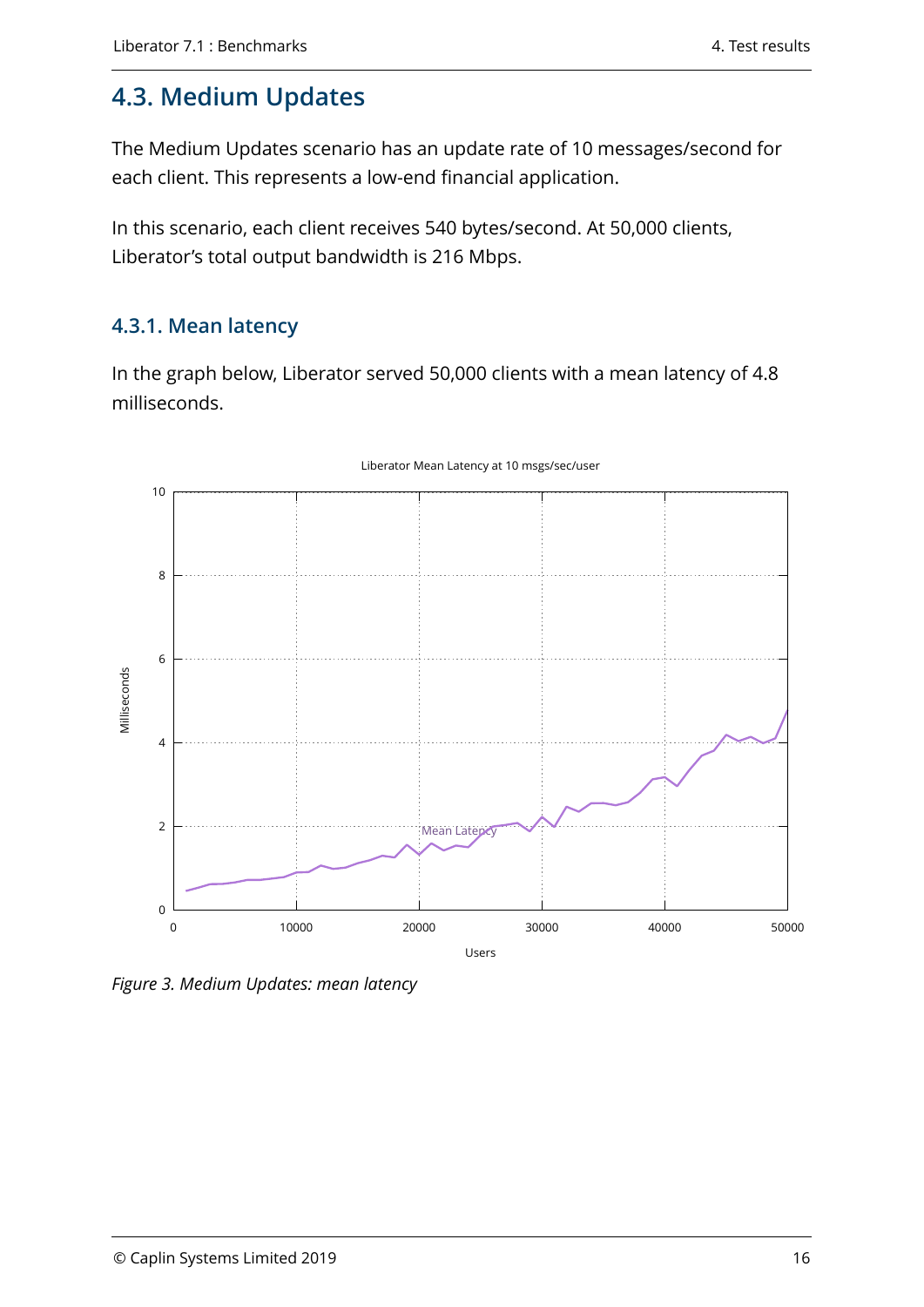## 4.3. Medium Updates

The Medium Updates scenario has an update rate of 10 messages/second for each client. This represents a low-end financial application.

In this scenario, each client receives 540 bytes/second. At 50,000 clients, Liberator's total output bandwidth is 216 Mbps.

### 4.3.1. Mean latency

In the graph below, Liberator served 50,000 clients with a mean latency of 4.8 milliseconds.

*Figure 3. Medium Updates: mean latency*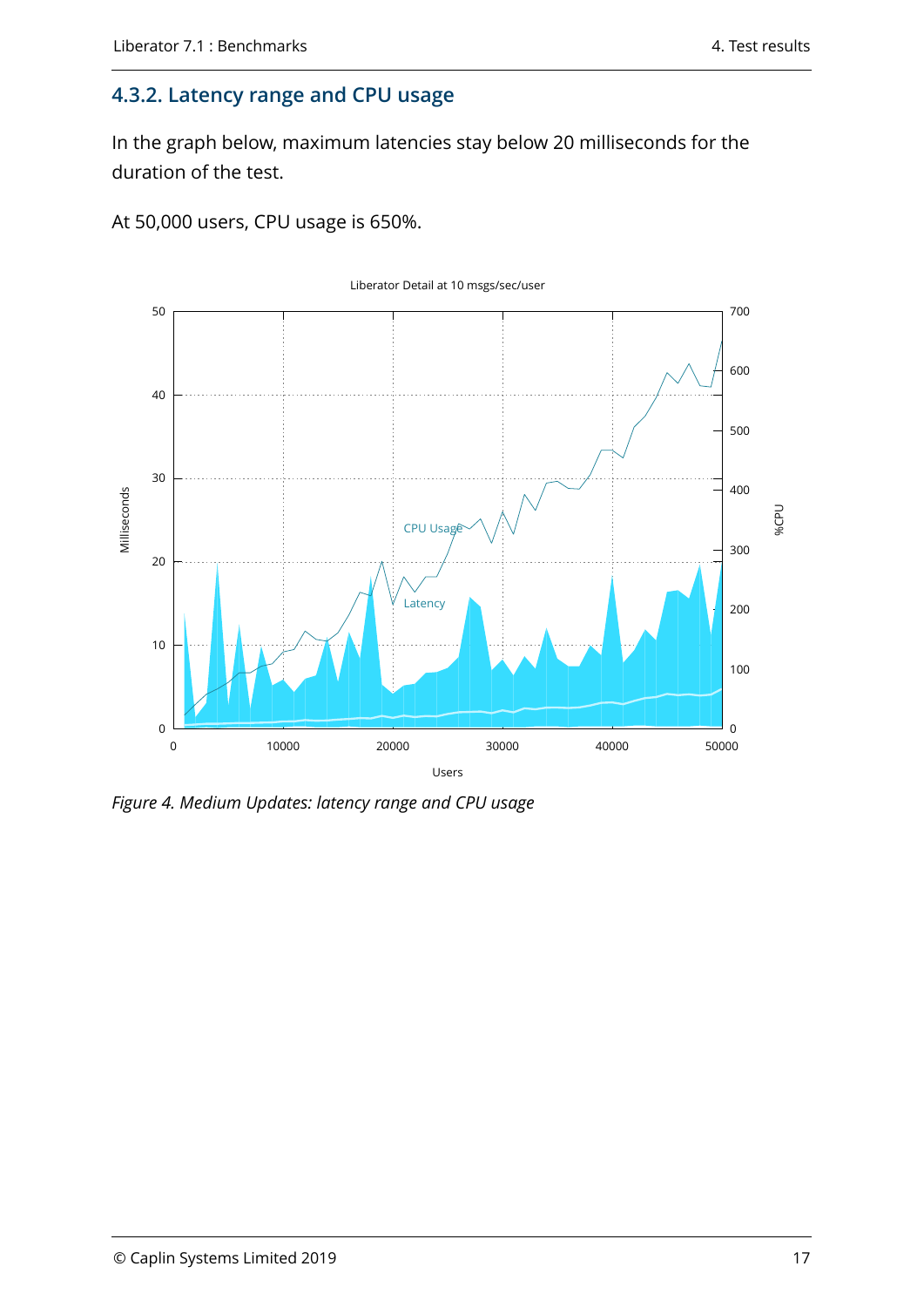### 4.3.2. Latency range and CPU usage

In the graph below, maximum latencies stay below 20 milliseconds for the duration of the test.

At 50,000 users, CPU usage is 650%.

*Figure 4. Medium Updates: latency range and CPU usage*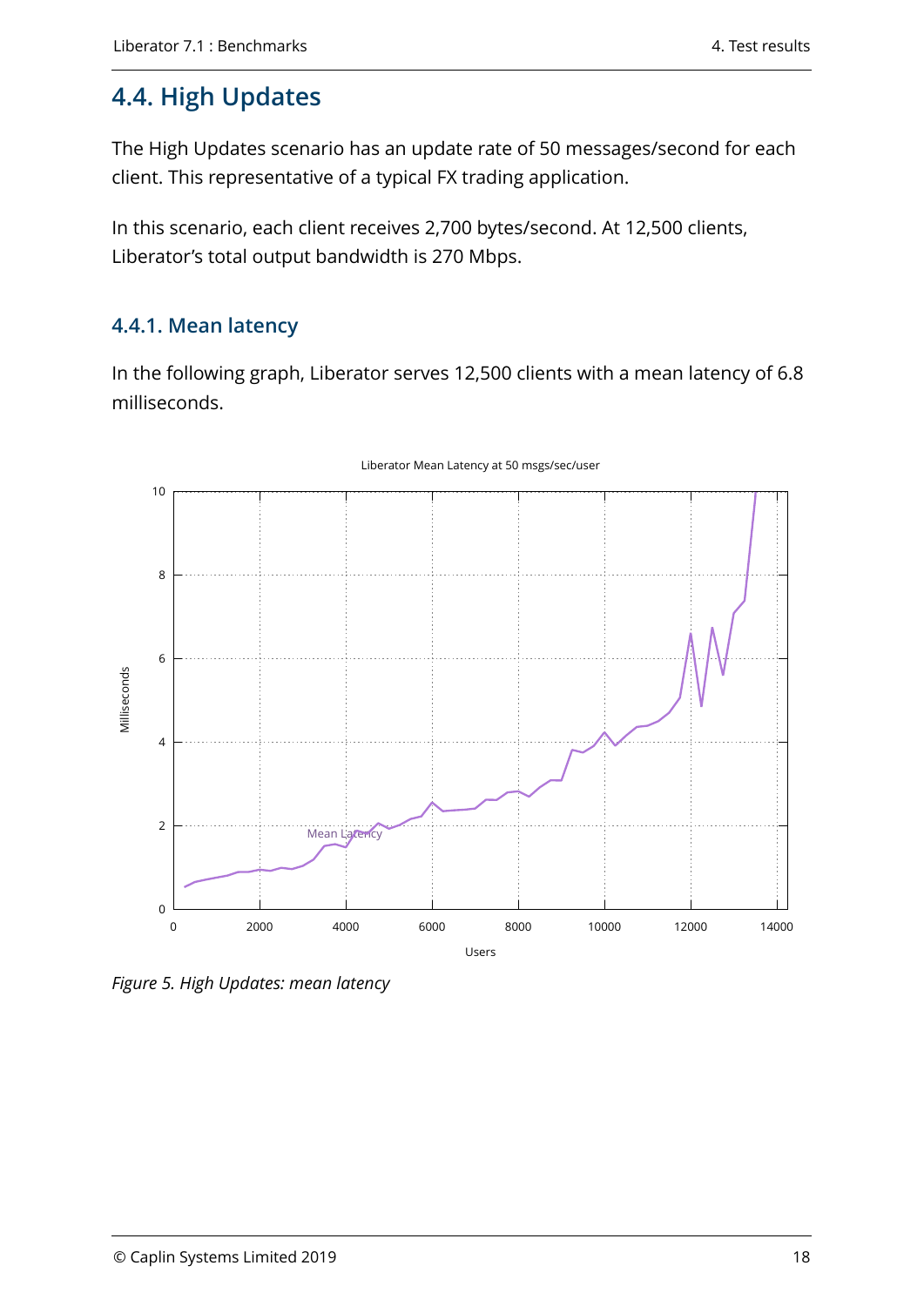## 4.4. High Updates

The High Updates scenario has an update rate of 50 messages/second for each client. This representative of a typical FX trading application.

In this scenario, each client receives 2,700 bytes/second. At 12,500 clients, Liberator's total output bandwidth is 270 Mbps.

### 4.4.1. Mean latency

In the following graph, Liberator serves 12,500 clients with a mean latency of 6.8 milliseconds.

*Figure 5. High Updates: mean latency*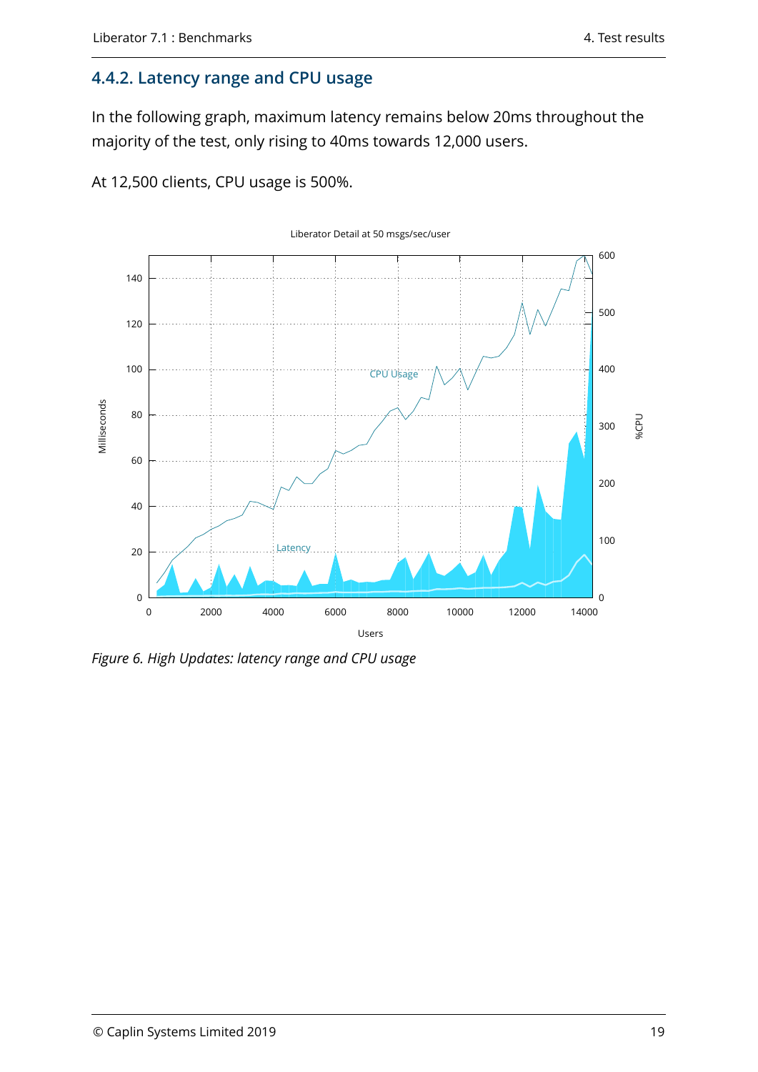### 4.4.2. Latency range and CPU usage

In the following graph, maximum latency remains below 20ms throughout the majority of the test, only rising to 40ms towards 12,000 users.

At 12,500 clients, CPU usage is 500%.

*Figure 6. High Updates: latency range and CPU usage*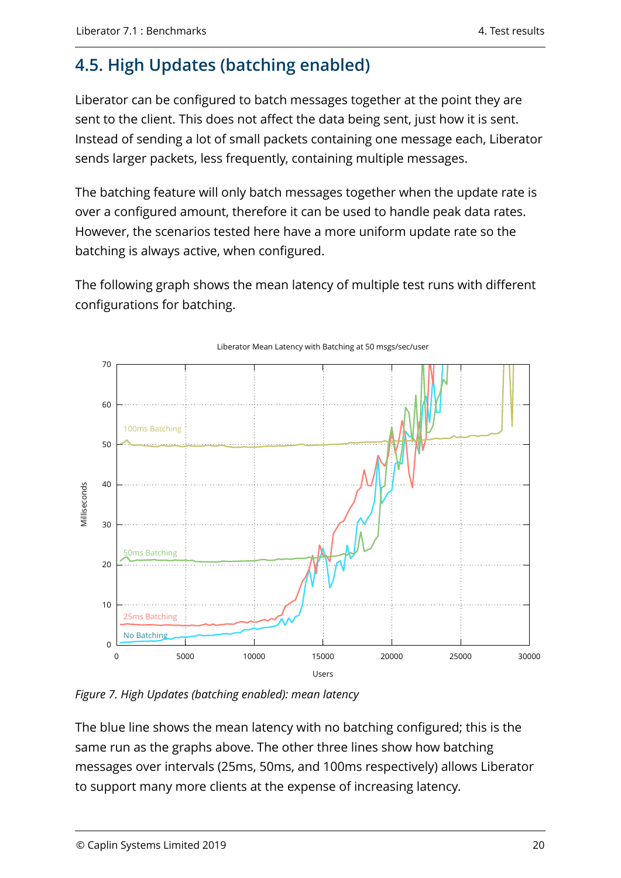## 4.5. High Updates (batching enabled)

Liberator can be configured to batch messages together at the point they are sent to the client. This does not affect the data being sent, just how it is sent. Instead of sending a lot of small packets containing one message each, Liberator sends larger packets, less frequently, containing multiple messages.

The batching feature will only batch messages together when the update rate is over a configured amount, therefore it can be used to handle peak data rates. However, the scenarios tested here have a more uniform update rate so the batching is always active, when configured.

The following graph shows the mean latency of multiple test runs with different configurations for batching.

*Figure 7. High Updates (batching enabled): mean latency*

The blue line shows the mean latency with no batching configured; this is the same run as the graphs above. The other three lines show how batching messages over intervals (25ms, 50ms, and 100ms respectively) allows Liberator to support many more clients at the expense of increasing latency.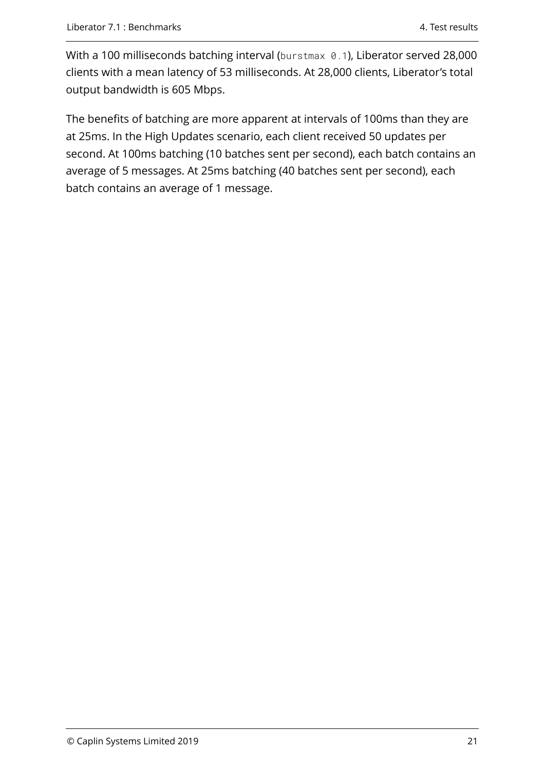With a 100 milliseconds batching interval (`burstmax 0.1`), Liberator served 28,000 clients with a mean latency of 53 milliseconds. At 28,000 clients, Liberator's total output bandwidth is 605 Mbps.

The benefits of batching are more apparent at intervals of 100ms than they are at 25ms. In the High Updates scenario, each client received 50 updates per second. At 100ms batching (10 batches sent per second), each batch contains an average of 5 messages. At 25ms batching (40 batches sent per second), each batch contains an average of 1 message.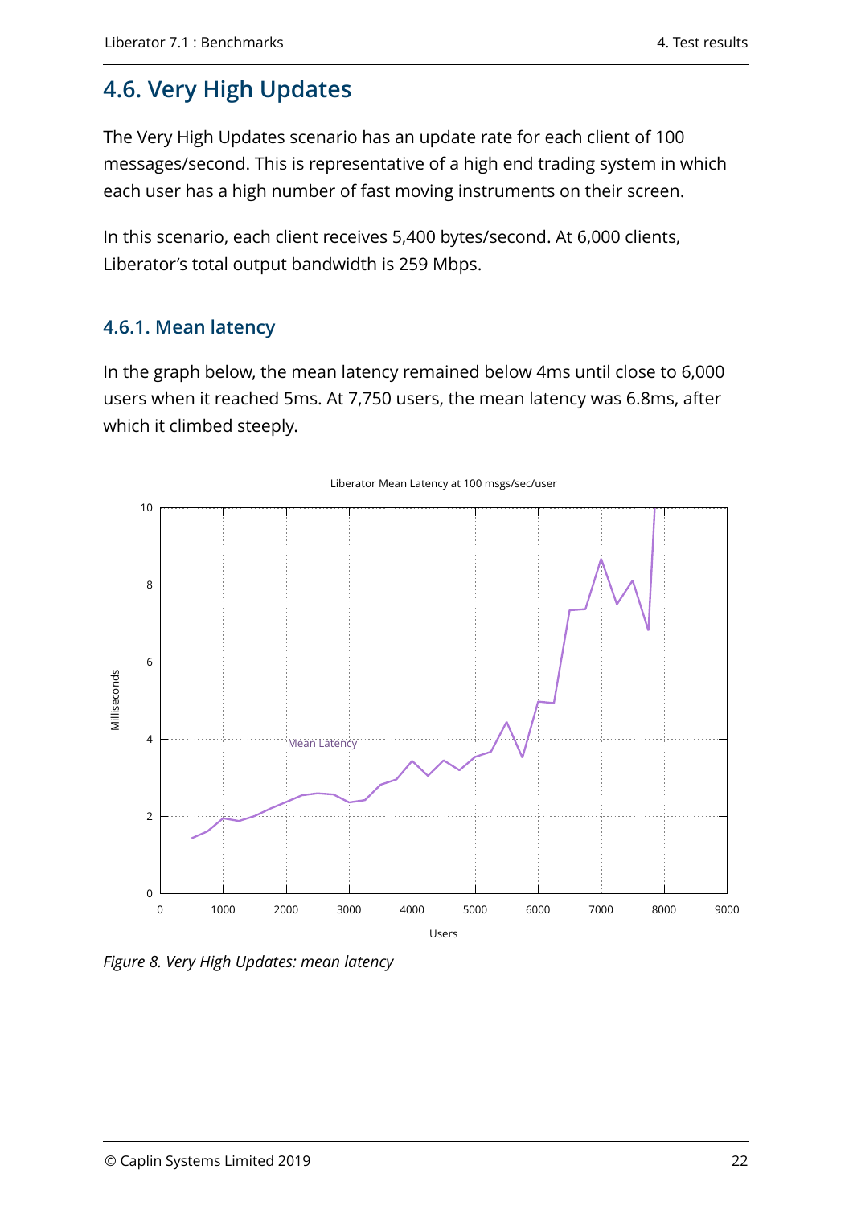## 4.6. Very High Updates

The Very High Updates scenario has an update rate for each client of 100 messages/second. This is representative of a high end trading system in which each user has a high number of fast moving instruments on their screen.

In this scenario, each client receives 5,400 bytes/second. At 6,000 clients, Liberator's total output bandwidth is 259 Mbps.

### 4.6.1. Mean latency

In the graph below, the mean latency remained below 4ms until close to 6,000 users when it reached 5ms. At 7,750 users, the mean latency was 6.8ms, after which it climbed steeply.

*Figure 8. Very High Updates: mean latency*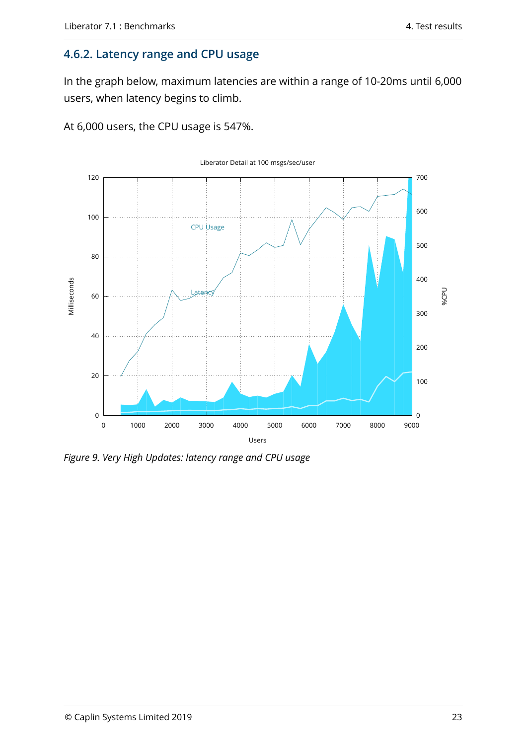### 4.6.2. Latency range and CPU usage

In the graph below, maximum latencies are within a range of 10-20ms until 6,000 users, when latency begins to climb.

At 6,000 users, the CPU usage is 547%.

*Figure 9. Very High Updates: latency range and CPU usage*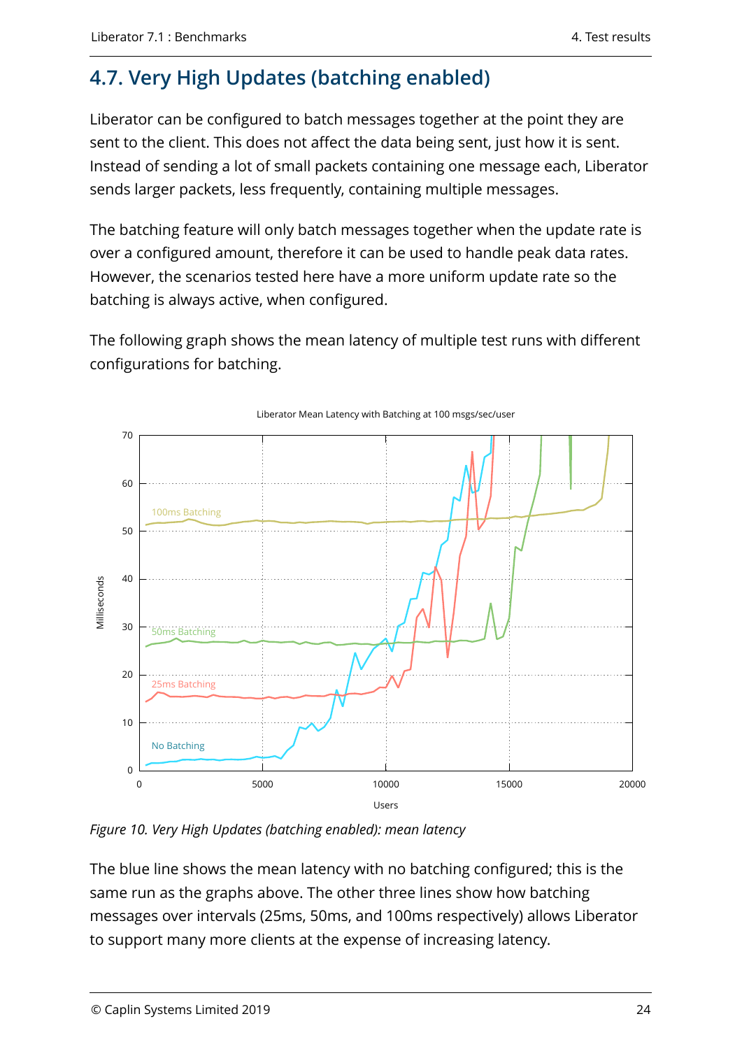## 4.7. Very High Updates (batching enabled)

Liberator can be configured to batch messages together at the point they are sent to the client. This does not affect the data being sent, just how it is sent. Instead of sending a lot of small packets containing one message each, Liberator sends larger packets, less frequently, containing multiple messages.

The batching feature will only batch messages together when the update rate is over a configured amount, therefore it can be used to handle peak data rates. However, the scenarios tested here have a more uniform update rate so the batching is always active, when configured.

The following graph shows the mean latency of multiple test runs with different configurations for batching.

*Figure 10. Very High Updates (batching enabled): mean latency*

The blue line shows the mean latency with no batching configured; this is the same run as the graphs above. The other three lines show how batching messages over intervals (25ms, 50ms, and 100ms respectively) allows Liberator to support many more clients at the expense of increasing latency.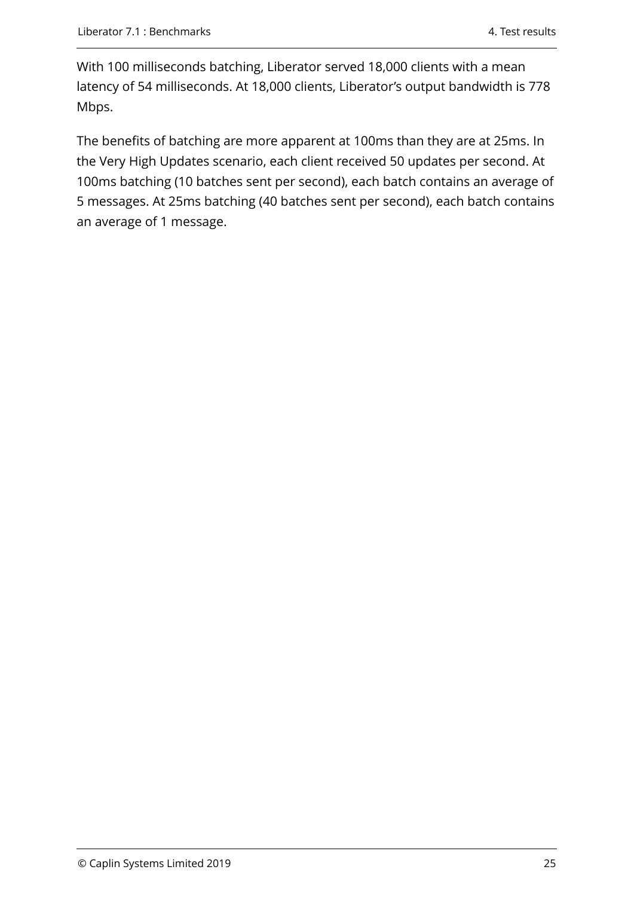With 100 milliseconds batching, Liberator served 18,000 clients with a mean latency of 54 milliseconds. At 18,000 clients, Liberator's output bandwidth is 778 Mbps.

The benefits of batching are more apparent at 100ms than they are at 25ms. In the Very High Updates scenario, each client received 50 updates per second. At 100ms batching (10 batches sent per second), each batch contains an average of 5 messages. At 25ms batching (40 batches sent per second), each batch contains an average of 1 message.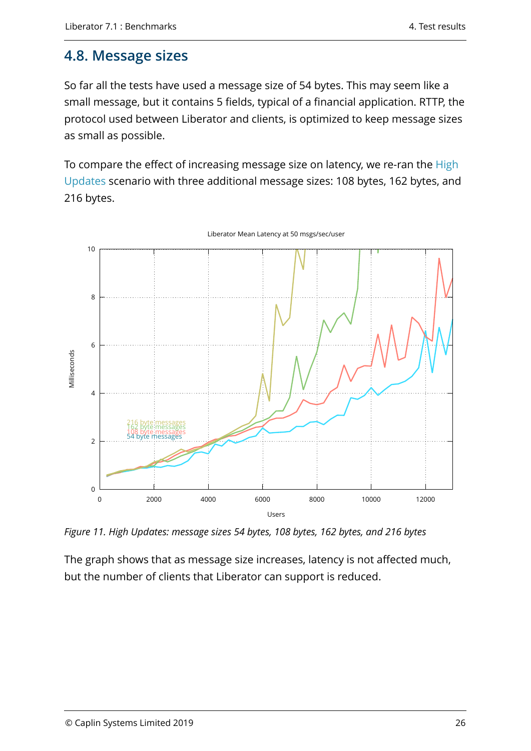## 4.8. Message sizes

So far all the tests have used a message size of 54 bytes. This may seem like a small message, but it contains 5 fields, typical of a financial application. RTTP, the protocol used between Liberator and clients, is optimized to keep message sizes as small as possible.

To compare the effect of increasing message size on latency, we re-ran the High Updates scenario with three additional message sizes: 108 bytes, 162 bytes, and 216 bytes.

*Figure 11. High Updates: message sizes 54 bytes, 108 bytes, 162 bytes, and 216 bytes*

The graph shows that as message size increases, latency is not affected much, but the number of clients that Liberator can support is reduced.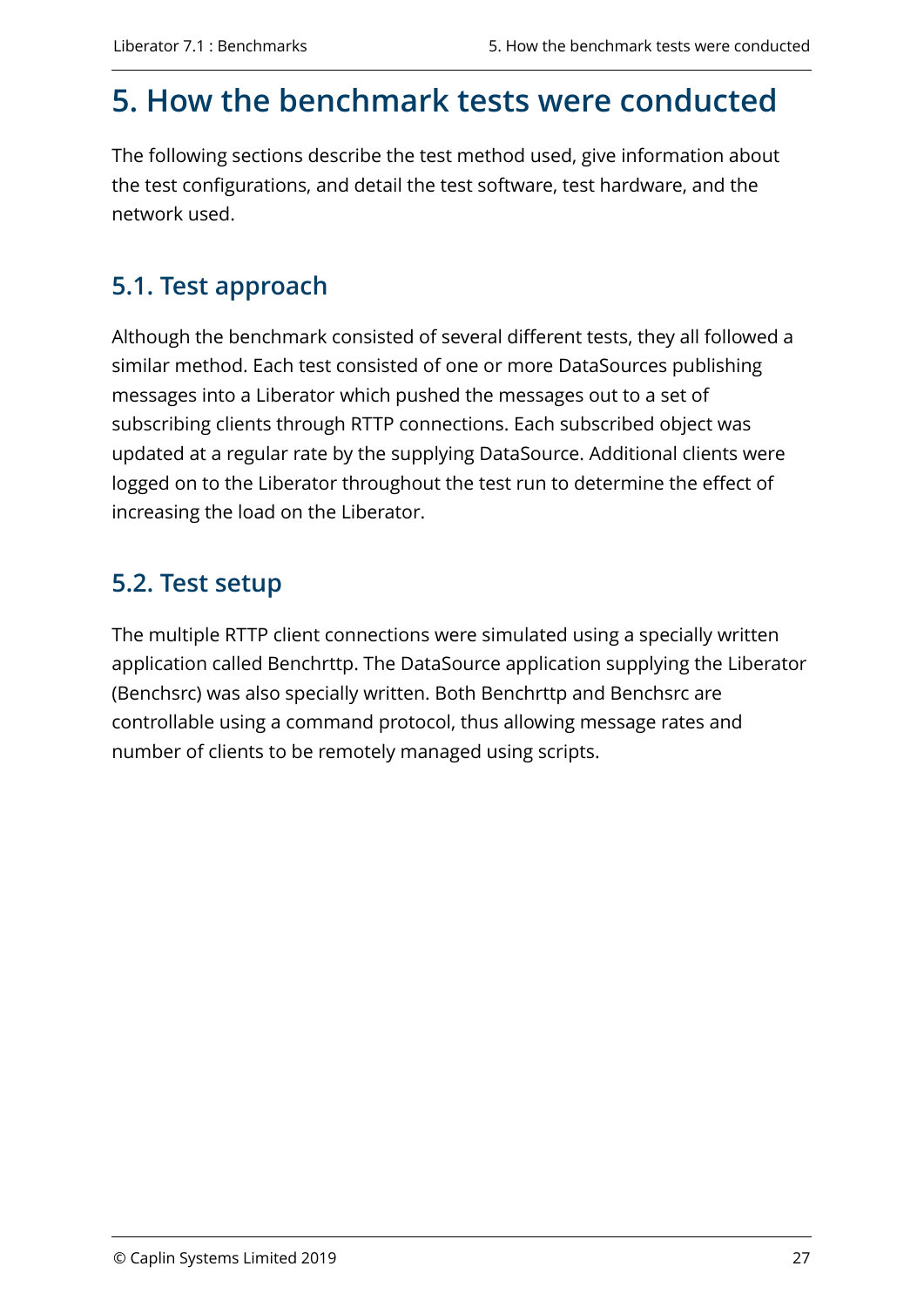# 5. How the benchmark tests were conducted

The following sections describe the test method used, give information about the test configurations, and detail the test software, test hardware, and the network used.

## 5.1. Test approach

Although the benchmark consisted of several different tests, they all followed a similar method. Each test consisted of one or more DataSources publishing messages into a Liberator which pushed the messages out to a set of subscribing clients through RTTP connections. Each subscribed object was updated at a regular rate by the supplying DataSource. Additional clients were logged on to the Liberator throughout the test run to determine the effect of increasing the load on the Liberator.

## 5.2. Test setup

The multiple RTTP client connections were simulated using a specially written application called Benchrttp. The DataSource application supplying the Liberator (Benchsrc) was also specially written. Both Benchrttp and Benchsrc are controllable using a command protocol, thus allowing message rates and number of clients to be remotely managed using scripts.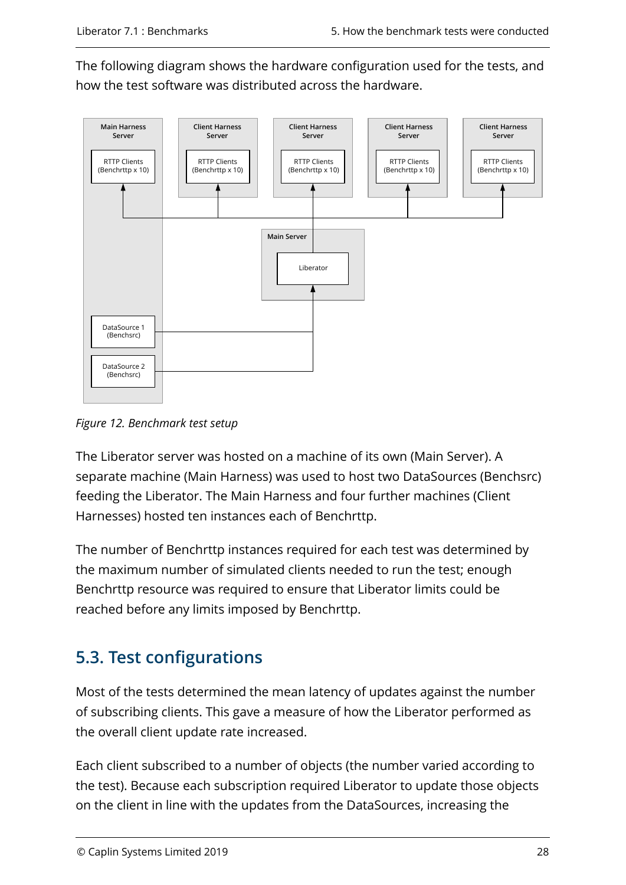The following diagram shows the hardware configuration used for the tests, and how the test software was distributed across the hardware.

*Figure 12. Benchmark test setup*

The Liberator server was hosted on a machine of its own (Main Server). A separate machine (Main Harness) was used to host two DataSources (Benchsrc) feeding the Liberator. The Main Harness and four further machines (Client Harnesses) hosted ten instances each of Benchrttp.

The number of Benchrttp instances required for each test was determined by the maximum number of simulated clients needed to run the test; enough Benchrttp resource was required to ensure that Liberator limits could be reached before any limits imposed by Benchrttp.

## 5.3. Test configurations

Most of the tests determined the mean latency of updates against the number of subscribing clients. This gave a measure of how the Liberator performed as the overall client update rate increased.

Each client subscribed to a number of objects (the number varied according to the test). Because each subscription required Liberator to update those objects on the client in line with the updates from the DataSources, increasing the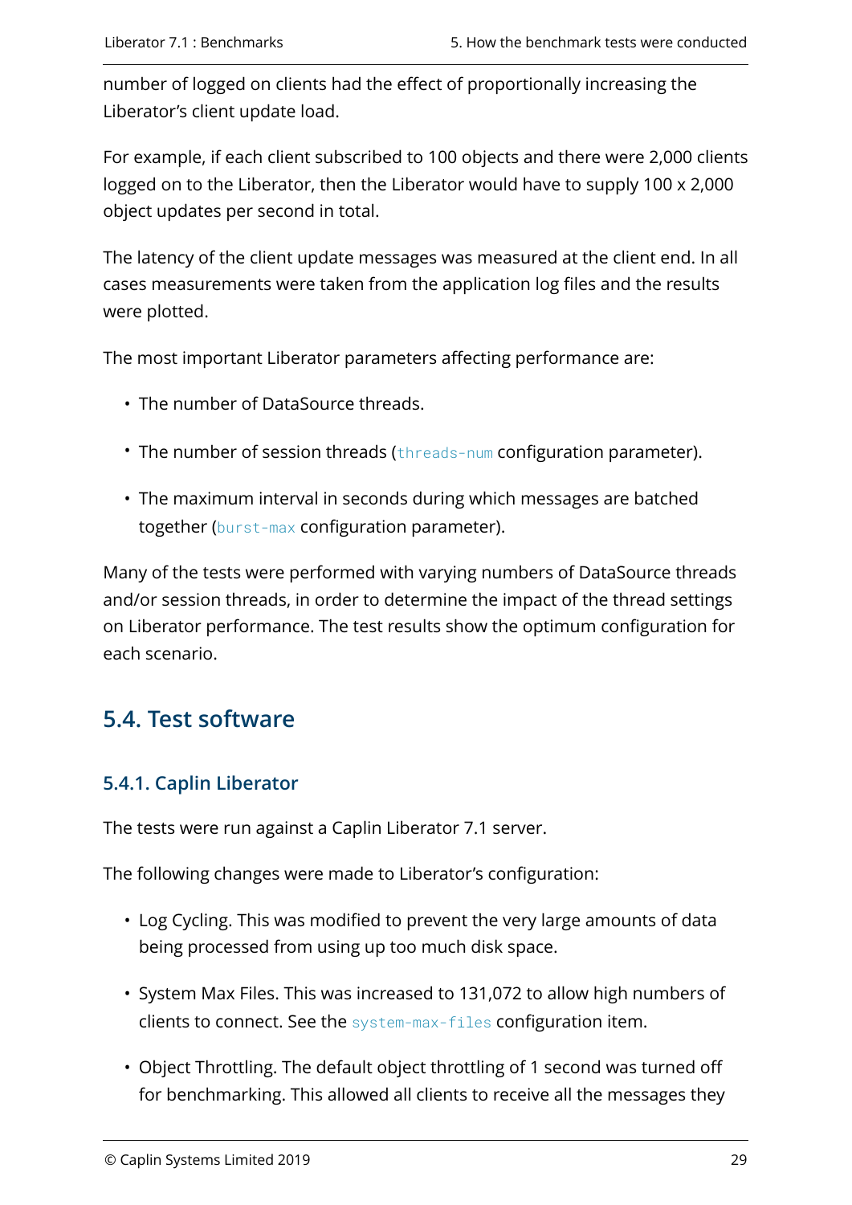number of logged on clients had the effect of proportionally increasing the Liberator's client update load.

For example, if each client subscribed to 100 objects and there were 2,000 clients logged on to the Liberator, then the Liberator would have to supply 100 x 2,000 object updates per second in total.

The latency of the client update messages was measured at the client end. In all cases measurements were taken from the application log files and the results were plotted.

The most important Liberator parameters affecting performance are:

- The number of DataSource threads.
- The number of session threads (`threads-num` configuration parameter).
- The maximum interval in seconds during which messages are batched together (`burst-max` configuration parameter).

Many of the tests were performed with varying numbers of DataSource threads and/or session threads, in order to determine the impact of the thread settings on Liberator performance. The test results show the optimum configuration for each scenario.

## 5.4. Test software

### 5.4.1. Caplin Liberator

The tests were run against a Caplin Liberator 7.1 server.

The following changes were made to Liberator's configuration:

- Log Cycling. This was modified to prevent the very large amounts of data being processed from using up too much disk space.
- System Max Files. This was increased to 131,072 to allow high numbers of clients to connect. See the `system-max-files` configuration item.
- Object Throttling. The default object throttling of 1 second was turned off for benchmarking. This allowed all clients to receive all the messages they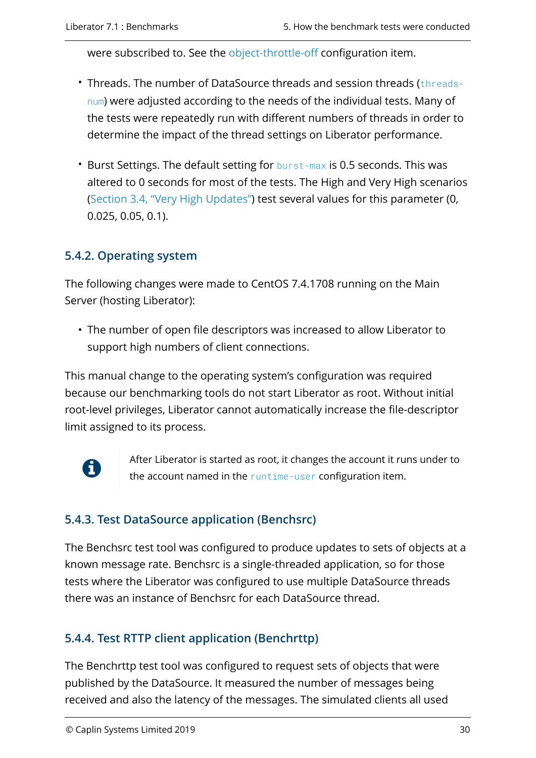were subscribed to. See the object-throttle-off configuration item.

- Threads. The number of DataSource threads and session threads (`threads-num`) were adjusted according to the needs of the individual tests. Many of the tests were repeatedly run with different numbers of threads in order to determine the impact of the thread settings on Liberator performance.

- Burst Settings. The default setting for `burst-max` is 0.5 seconds. This was altered to 0 seconds for most of the tests. The High and Very High scenarios (Section 3.4, "Very High Updates") test several values for this parameter (0, 0.025, 0.05, 0.1).

### 5.4.2. Operating system

The following changes were made to CentOS 7.4.1708 running on the Main Server (hosting Liberator):

- The number of open file descriptors was increased to allow Liberator to support high numbers of client connections.

This manual change to the operating system's configuration was required because our benchmarking tools do not start Liberator as root. Without initial root-level privileges, Liberator cannot automatically increase the file-descriptor limit assigned to its process.

> After Liberator is started as root, it changes the account it runs under to the account named in the `runtime-user` configuration item.

### 5.4.3. Test DataSource application (Benchsrc)

The Benchsrc test tool was configured to produce updates to sets of objects at a known message rate. Benchsrc is a single-threaded application, so for those tests where the Liberator was configured to use multiple DataSource threads there was an instance of Benchsrc for each DataSource thread.

### 5.4.4. Test RTTP client application (Benchrttp)

The Benchrttp test tool was configured to request sets of objects that were published by the DataSource. It measured the number of messages being received and also the latency of the messages. The simulated clients all used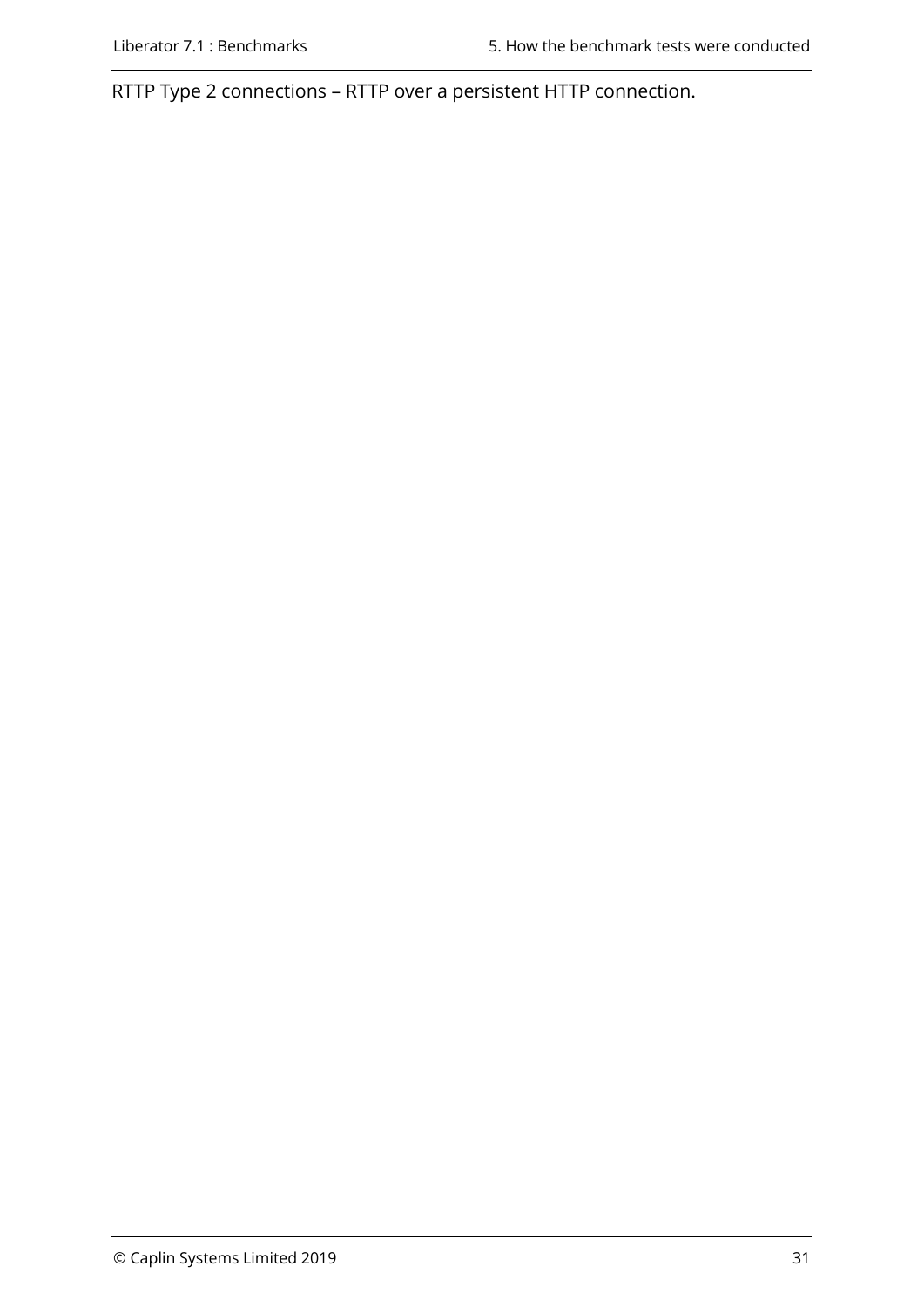RTTP Type 2 connections – RTTP over a persistent HTTP connection.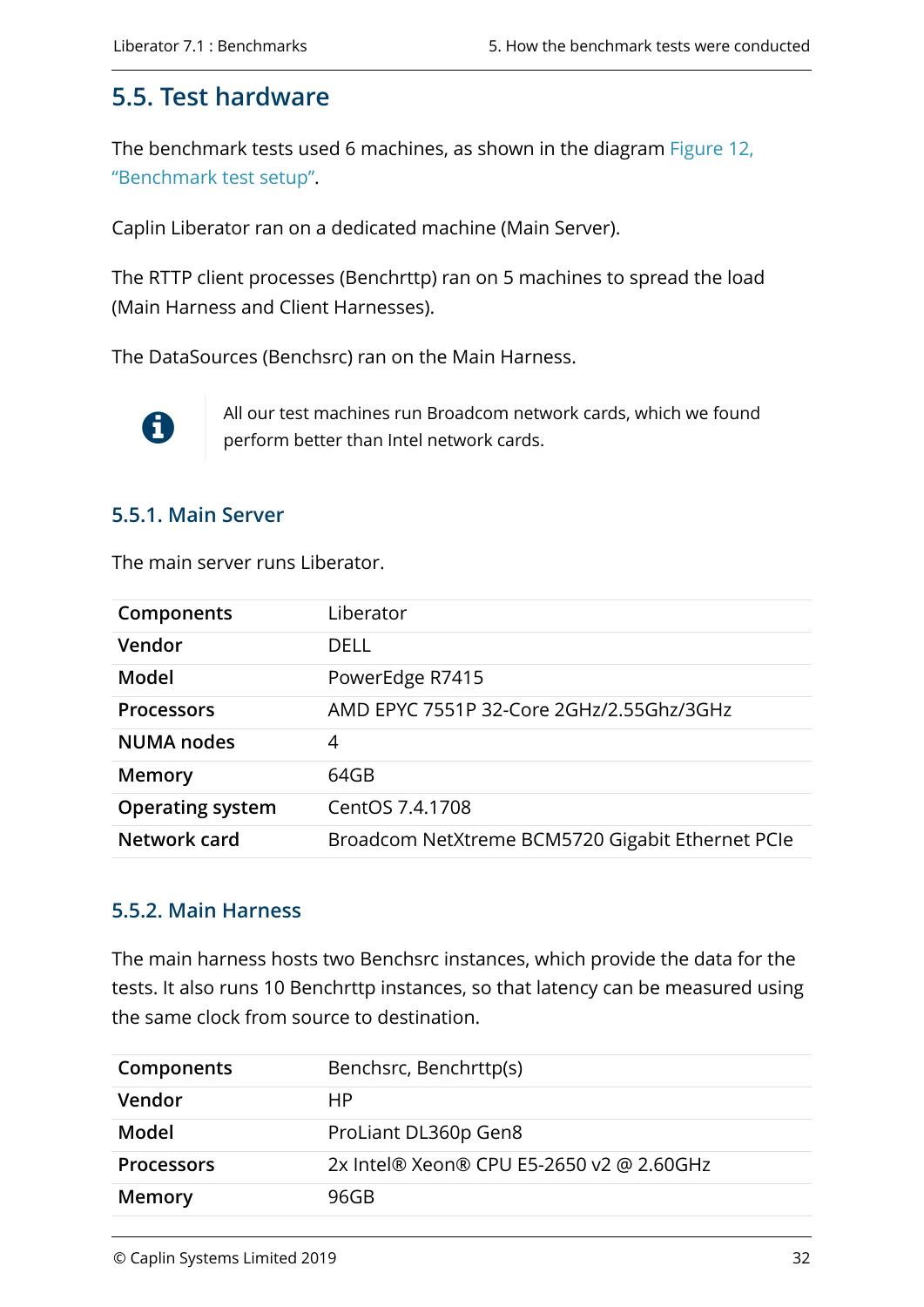## 5.5. Test hardware

The benchmark tests used 6 machines, as shown in the diagram Figure 12, “Benchmark test setup”.

Caplin Liberator ran on a dedicated machine (Main Server).

The RTTP client processes (Benchrttp) ran on 5 machines to spread the load (Main Harness and Client Harnesses).

The DataSources (Benchsrc) ran on the Main Harness.

> All our test machines run Broadcom network cards, which we found perform better than Intel network cards.

### 5.5.1. Main Server

The main server runs Liberator.

| | |
|---|---|
| **Components** | Liberator |
| **Vendor** | DELL |
| **Model** | PowerEdge R7415 |
| **Processors** | AMD EPYC 7551P 32-Core 2GHz/2.55Ghz/3GHz |
| **NUMA nodes** | 4 |
| **Memory** | 64GB |
| **Operating system** | CentOS 7.4.1708 |
| **Network card** | Broadcom NetXtreme BCM5720 Gigabit Ethernet PCIe |

### 5.5.2. Main Harness

The main harness hosts two Benchsrc instances, which provide the data for the tests. It also runs 10 Benchrttp instances, so that latency can be measured using the same clock from source to destination.

| | |
|---|---|
| **Components** | Benchsrc, Benchrttp(s) |
| **Vendor** | HP |
| **Model** | ProLiant DL360p Gen8 |
| **Processors** | 2x Intel® Xeon® CPU E5-2650 v2 @ 2.60GHz |
| **Memory** | 96GB |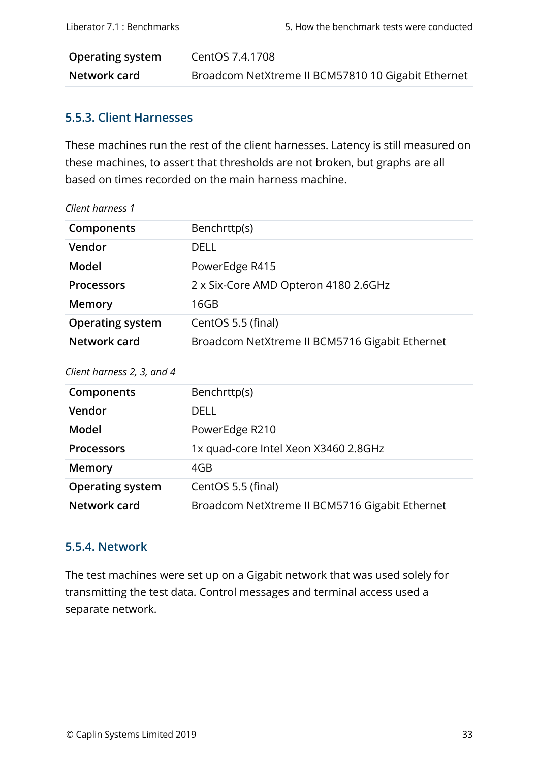| | |
|---|---|
| **Operating system** | CentOS 7.4.1708 |
| **Network card** | Broadcom NetXtreme II BCM57810 10 Gigabit Ethernet |

### 5.5.3. Client Harnesses

These machines run the rest of the client harnesses. Latency is still measured on these machines, to assert that thresholds are not broken, but graphs are all based on times recorded on the main harness machine.

*Client harness 1*

| | |
|---|---|
| **Components** | Benchrttp(s) |
| **Vendor** | DELL |
| **Model** | PowerEdge R415 |
| **Processors** | 2 x Six-Core AMD Opteron 4180 2.6GHz |
| **Memory** | 16GB |
| **Operating system** | CentOS 5.5 (final) |
| **Network card** | Broadcom NetXtreme II BCM5716 Gigabit Ethernet |

*Client harness 2, 3, and 4*

| | |
|---|---|
| **Components** | Benchrttp(s) |
| **Vendor** | DELL |
| **Model** | PowerEdge R210 |
| **Processors** | 1x quad-core Intel Xeon X3460 2.8GHz |
| **Memory** | 4GB |
| **Operating system** | CentOS 5.5 (final) |
| **Network card** | Broadcom NetXtreme II BCM5716 Gigabit Ethernet |

### 5.5.4. Network

The test machines were set up on a Gigabit network that was used solely for transmitting the test data. Control messages and terminal access used a separate network.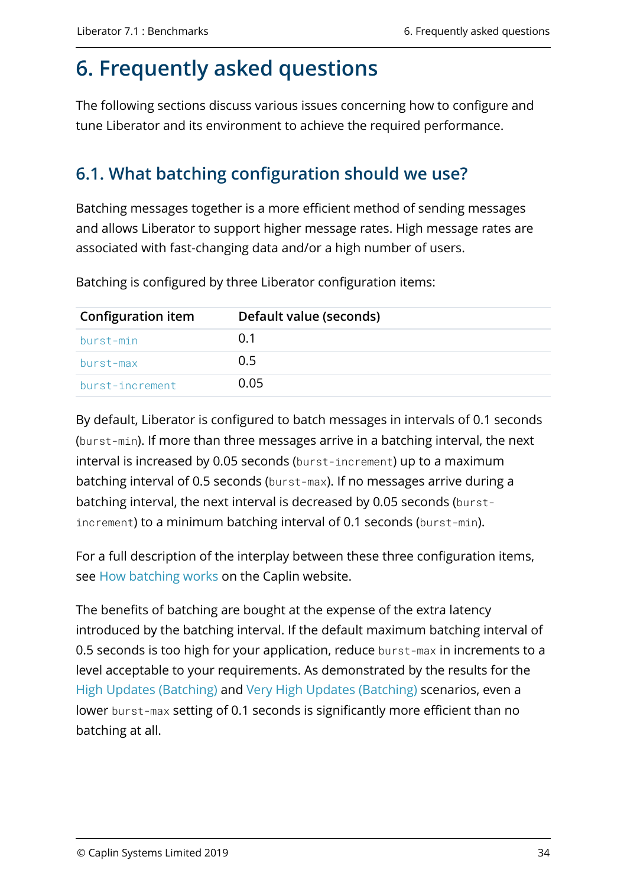# 6. Frequently asked questions

The following sections discuss various issues concerning how to configure and tune Liberator and its environment to achieve the required performance.

## 6.1. What batching configuration should we use?

Batching messages together is a more efficient method of sending messages and allows Liberator to support higher message rates. High message rates are associated with fast-changing data and/or a high number of users.

Batching is configured by three Liberator configuration items:

| Configuration item | Default value (seconds) |
| --- | --- |
| `burst-min` | 0.1 |
| `burst-max` | 0.5 |
| `burst-increment` | 0.05 |

By default, Liberator is configured to batch messages in intervals of 0.1 seconds (`burst-min`). If more than three messages arrive in a batching interval, the next interval is increased by 0.05 seconds (`burst-increment`) up to a maximum batching interval of 0.5 seconds (`burst-max`). If no messages arrive during a batching interval, the next interval is decreased by 0.05 seconds (`burst-increment`) to a minimum batching interval of 0.1 seconds (`burst-min`).

For a full description of the interplay between these three configuration items, see How batching works on the Caplin website.

The benefits of batching are bought at the expense of the extra latency introduced by the batching interval. If the default maximum batching interval of 0.5 seconds is too high for your application, reduce `burst-max` in increments to a level acceptable to your requirements. As demonstrated by the results for the High Updates (Batching) and Very High Updates (Batching) scenarios, even a lower `burst-max` setting of 0.1 seconds is significantly more efficient than no batching at all.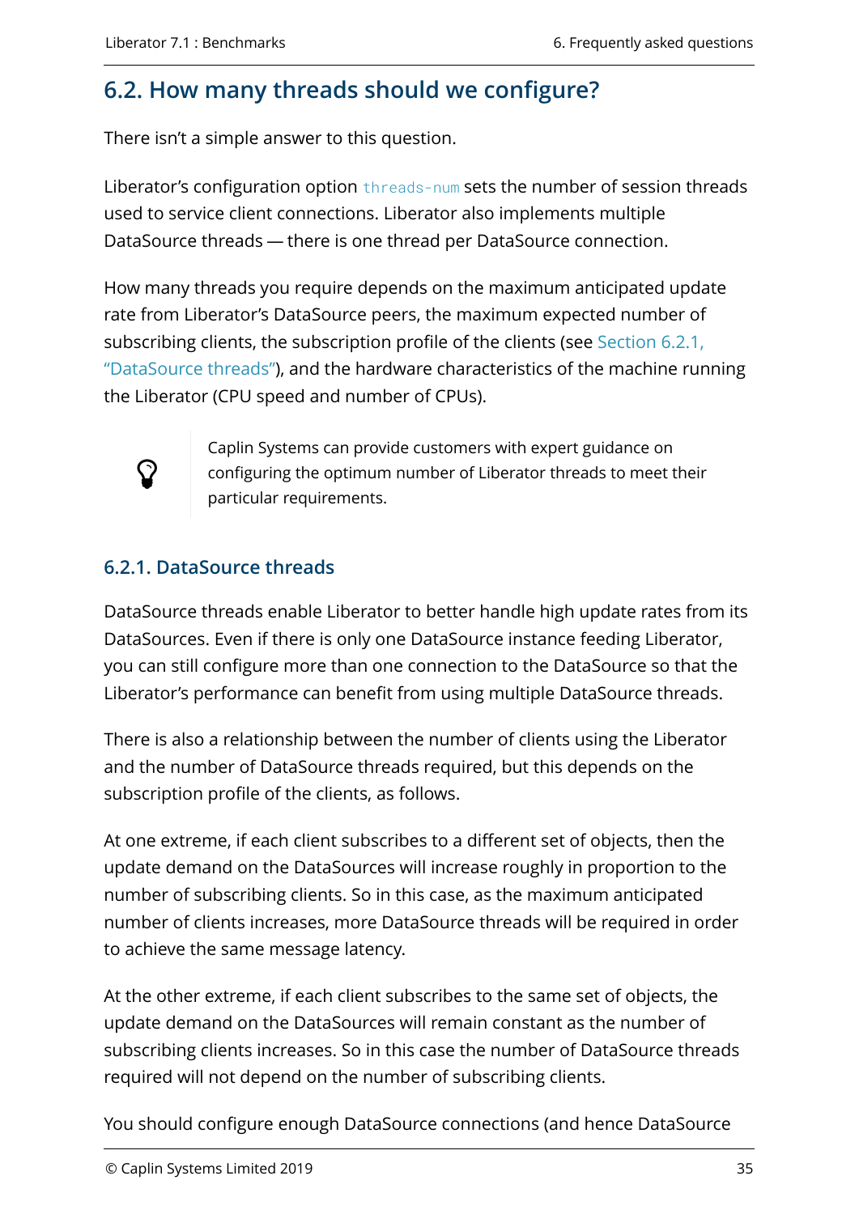## 6.2. How many threads should we configure?

There isn't a simple answer to this question.

Liberator's configuration option `threads-num` sets the number of session threads used to service client connections. Liberator also implements multiple DataSource threads — there is one thread per DataSource connection.

How many threads you require depends on the maximum anticipated update rate from Liberator's DataSource peers, the maximum expected number of subscribing clients, the subscription profile of the clients (see Section 6.2.1, "DataSource threads"), and the hardware characteristics of the machine running the Liberator (CPU speed and number of CPUs).

> Caplin Systems can provide customers with expert guidance on configuring the optimum number of Liberator threads to meet their particular requirements.

### 6.2.1. DataSource threads

DataSource threads enable Liberator to better handle high update rates from its DataSources. Even if there is only one DataSource instance feeding Liberator, you can still configure more than one connection to the DataSource so that the Liberator's performance can benefit from using multiple DataSource threads.

There is also a relationship between the number of clients using the Liberator and the number of DataSource threads required, but this depends on the subscription profile of the clients, as follows.

At one extreme, if each client subscribes to a different set of objects, then the update demand on the DataSources will increase roughly in proportion to the number of subscribing clients. So in this case, as the maximum anticipated number of clients increases, more DataSource threads will be required in order to achieve the same message latency.

At the other extreme, if each client subscribes to the same set of objects, the update demand on the DataSources will remain constant as the number of subscribing clients increases. So in this case the number of DataSource threads required will not depend on the number of subscribing clients.

You should configure enough DataSource connections (and hence DataSource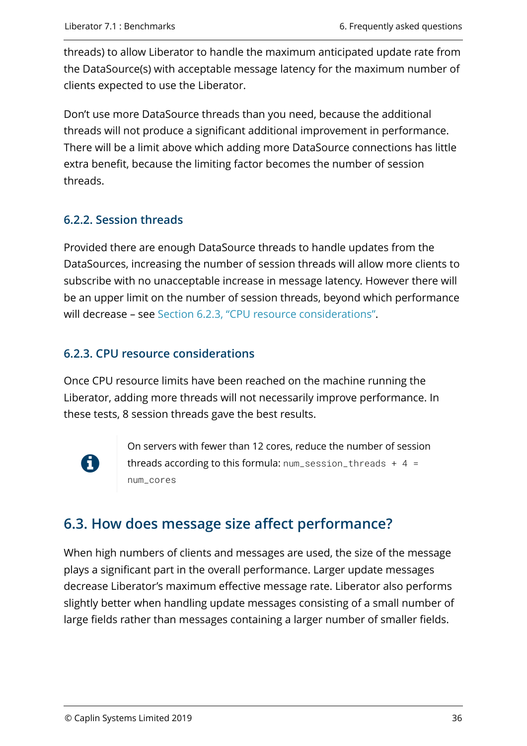threads) to allow Liberator to handle the maximum anticipated update rate from the DataSource(s) with acceptable message latency for the maximum number of clients expected to use the Liberator.

Don’t use more DataSource threads than you need, because the additional threads will not produce a significant additional improvement in performance. There will be a limit above which adding more DataSource connections has little extra benefit, because the limiting factor becomes the number of session threads.

### 6.2.2. Session threads

Provided there are enough DataSource threads to handle updates from the DataSources, increasing the number of session threads will allow more clients to subscribe with no unacceptable increase in message latency. However there will be an upper limit on the number of session threads, beyond which performance will decrease – see Section 6.2.3, “CPU resource considerations”.

### 6.2.3. CPU resource considerations

Once CPU resource limits have been reached on the machine running the Liberator, adding more threads will not necessarily improve performance. In these tests, 8 session threads gave the best results.

> On servers with fewer than 12 cores, reduce the number of session threads according to this formula: `num_session_threads + 4 = num_cores`

## 6.3. How does message size affect performance?

When high numbers of clients and messages are used, the size of the message plays a significant part in the overall performance. Larger update messages decrease Liberator’s maximum effective message rate. Liberator also performs slightly better when handling update messages consisting of a small number of large fields rather than messages containing a larger number of smaller fields.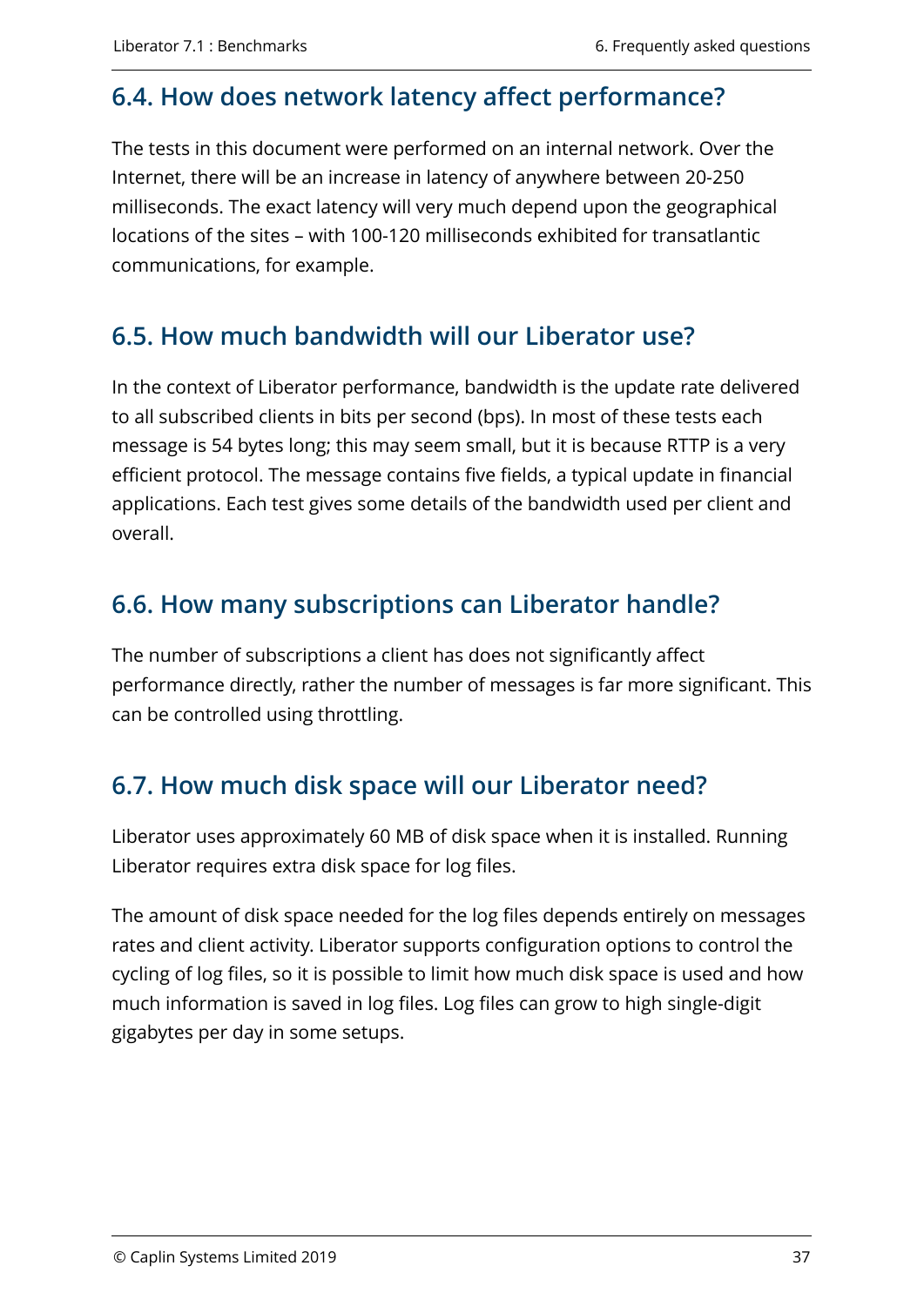## 6.4. How does network latency affect performance?

The tests in this document were performed on an internal network. Over the Internet, there will be an increase in latency of anywhere between 20-250 milliseconds. The exact latency will very much depend upon the geographical locations of the sites – with 100-120 milliseconds exhibited for transatlantic communications, for example.

## 6.5. How much bandwidth will our Liberator use?

In the context of Liberator performance, bandwidth is the update rate delivered to all subscribed clients in bits per second (bps). In most of these tests each message is 54 bytes long; this may seem small, but it is because RTTP is a very efficient protocol. The message contains five fields, a typical update in financial applications. Each test gives some details of the bandwidth used per client and overall.

## 6.6. How many subscriptions can Liberator handle?

The number of subscriptions a client has does not significantly affect performance directly, rather the number of messages is far more significant. This can be controlled using throttling.

## 6.7. How much disk space will our Liberator need?

Liberator uses approximately 60 MB of disk space when it is installed. Running Liberator requires extra disk space for log files.

The amount of disk space needed for the log files depends entirely on messages rates and client activity. Liberator supports configuration options to control the cycling of log files, so it is possible to limit how much disk space is used and how much information is saved in log files. Log files can grow to high single-digit gigabytes per day in some setups.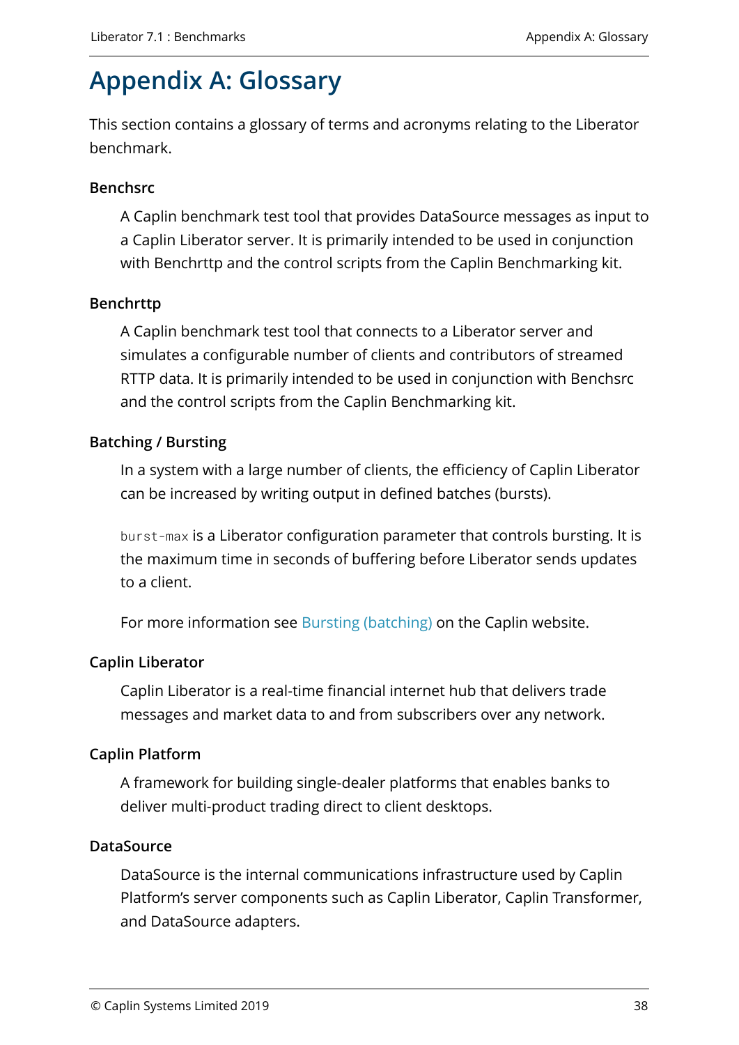# Appendix A: Glossary

This section contains a glossary of terms and acronyms relating to the Liberator benchmark.

**Benchsrc**

A Caplin benchmark test tool that provides DataSource messages as input to a Caplin Liberator server. It is primarily intended to be used in conjunction with Benchrttp and the control scripts from the Caplin Benchmarking kit.

**Benchrttp**

A Caplin benchmark test tool that connects to a Liberator server and simulates a configurable number of clients and contributors of streamed RTTP data. It is primarily intended to be used in conjunction with Benchsrc and the control scripts from the Caplin Benchmarking kit.

**Batching / Bursting**

In a system with a large number of clients, the efficiency of Caplin Liberator can be increased by writing output in defined batches (bursts).

`burst-max` is a Liberator configuration parameter that controls bursting. It is the maximum time in seconds of buffering before Liberator sends updates to a client.

For more information see Bursting (batching) on the Caplin website.

**Caplin Liberator**

Caplin Liberator is a real-time financial internet hub that delivers trade messages and market data to and from subscribers over any network.

**Caplin Platform**

A framework for building single-dealer platforms that enables banks to deliver multi-product trading direct to client desktops.

**DataSource**

DataSource is the internal communications infrastructure used by Caplin Platform's server components such as Caplin Liberator, Caplin Transformer, and DataSource adapters.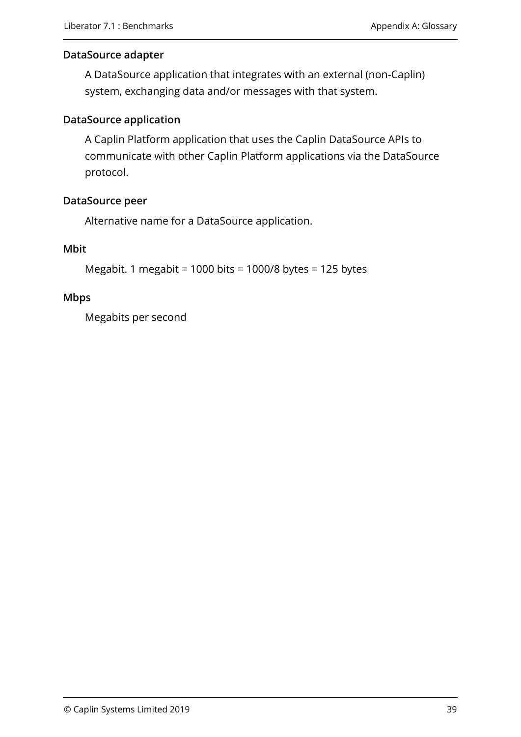**DataSource adapter**

A DataSource application that integrates with an external (non-Caplin) system, exchanging data and/or messages with that system.

**DataSource application**

A Caplin Platform application that uses the Caplin DataSource APIs to communicate with other Caplin Platform applications via the DataSource protocol.

**DataSource peer**

Alternative name for a DataSource application.

**Mbit**

Megabit. 1 megabit = 1000 bits = 1000/8 bytes = 125 bytes

**Mbps**

Megabits per second